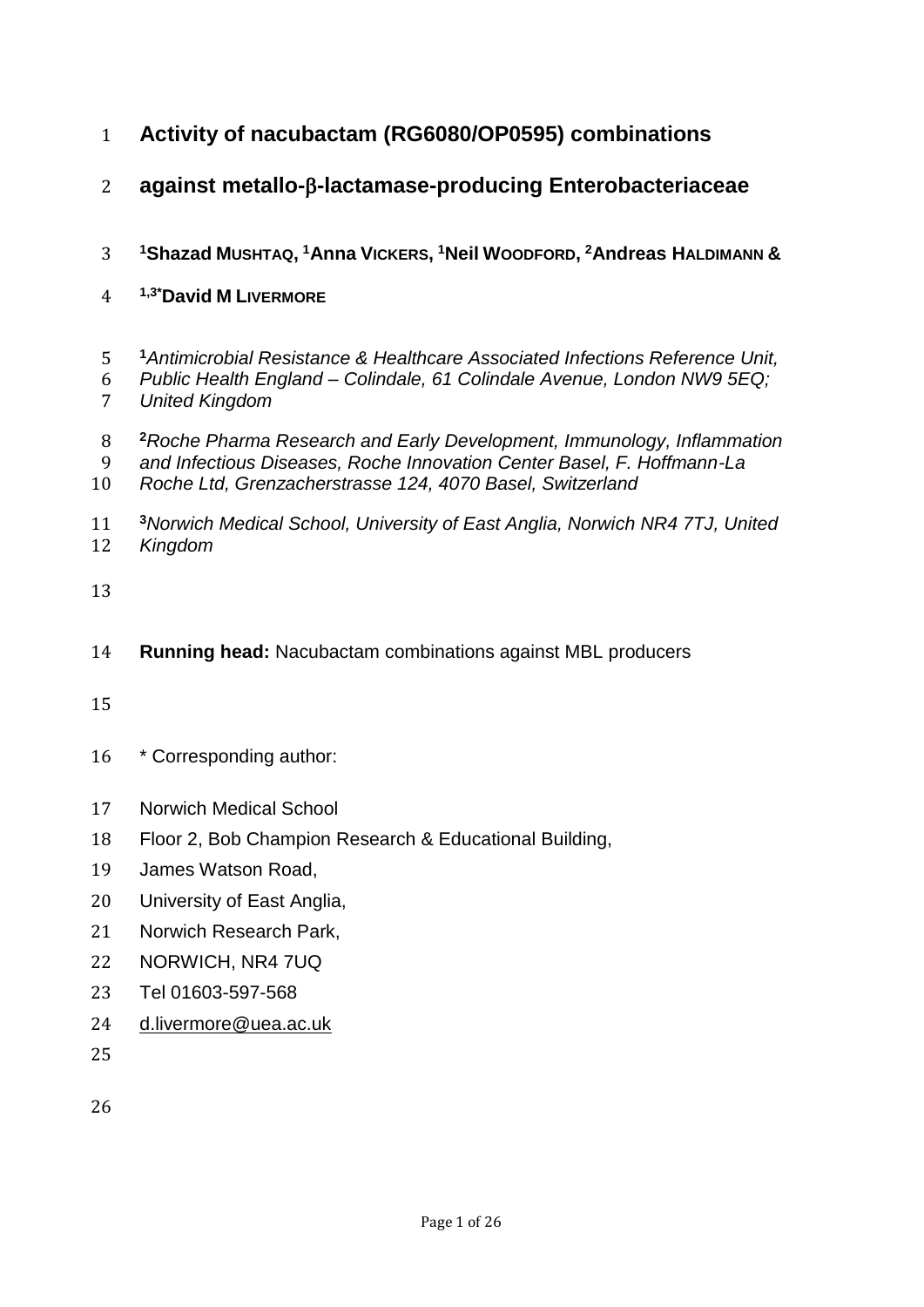# Activity of nacubactam (RG6080/OP0595) combinations against metallo-β-lactamase-producing Enterobacteriaceae

[1]Shazad MUSHTAQ, [1]Anna VICKERS, [1]Neil WOODFORD, [2]Andreas HALDIMANN & [1,3*]David M LIVERMORE

[1]*Antimicrobial Resistance & Healthcare Associated Infections Reference Unit, Public Health England – Colindale, 61 Colindale Avenue, London NW9 5EQ; United Kingdom*

[2]*Roche Pharma Research and Early Development, Immunology, Inflammation and Infectious Diseases, Roche Innovation Center Basel, F. Hoffmann-La Roche Ltd, Grenzacherstrasse 124, 4070 Basel, Switzerland*

[3]*Norwich Medical School, University of East Anglia, Norwich NR4 7TJ, United Kingdom*

**Running head:** Nacubactam combinations against MBL producers

\* Corresponding author:

Norwich Medical School
Floor 2, Bob Champion Research & Educational Building,
James Watson Road,
University of East Anglia,
Norwich Research Park,
NORWICH, NR4 7UQ
Tel 01603-597-568
d.livermore@uea.ac.uk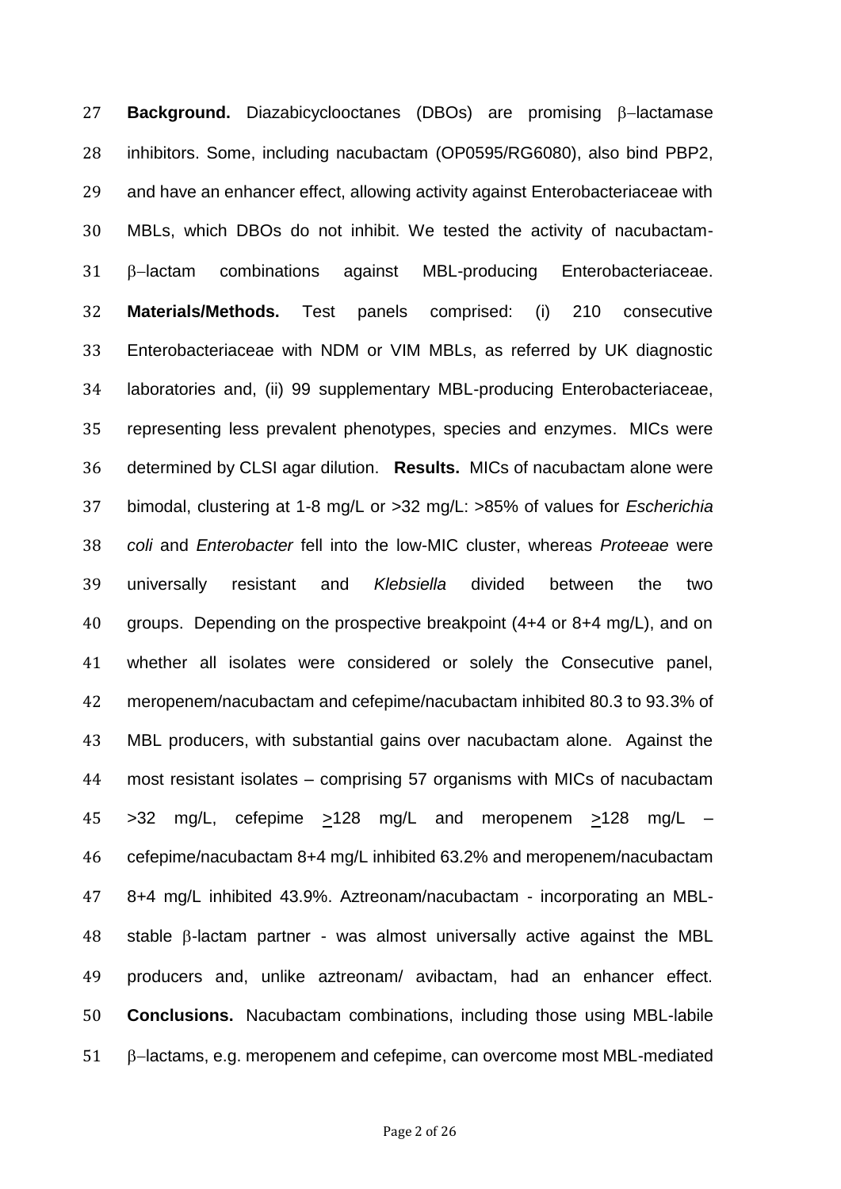**Background.** Diazabicyclooctanes (DBOs) are promising β–lactamase inhibitors. Some, including nacubactam (OP0595/RG6080), also bind PBP2, and have an enhancer effect, allowing activity against Enterobacteriaceae with MBLs, which DBOs do not inhibit. We tested the activity of nacubactam-β–lactam combinations against MBL-producing Enterobacteriaceae. **Materials/Methods.** Test panels comprised: (i) 210 consecutive Enterobacteriaceae with NDM or VIM MBLs, as referred by UK diagnostic laboratories and, (ii) 99 supplementary MBL-producing Enterobacteriaceae, representing less prevalent phenotypes, species and enzymes. MICs were determined by CLSI agar dilution. **Results.** MICs of nacubactam alone were bimodal, clustering at 1-8 mg/L or >32 mg/L: >85% of values for *Escherichia coli* and *Enterobacter* fell into the low-MIC cluster, whereas *Proteeae* were universally resistant and *Klebsiella* divided between the two groups. Depending on the prospective breakpoint (4+4 or 8+4 mg/L), and on whether all isolates were considered or solely the Consecutive panel, meropenem/nacubactam and cefepime/nacubactam inhibited 80.3 to 93.3% of MBL producers, with substantial gains over nacubactam alone. Against the most resistant isolates – comprising 57 organisms with MICs of nacubactam >32 mg/L, cefepime $\geq$128 mg/L and meropenem $\geq$128 mg/L – cefepime/nacubactam 8+4 mg/L inhibited 63.2% and meropenem/nacubactam 8+4 mg/L inhibited 43.9%. Aztreonam/nacubactam - incorporating an MBL-stable β-lactam partner - was almost universally active against the MBL producers and, unlike aztreonam/ avibactam, had an enhancer effect. **Conclusions.** Nacubactam combinations, including those using MBL-labile β–lactams, e.g. meropenem and cefepime, can overcome most MBL-mediated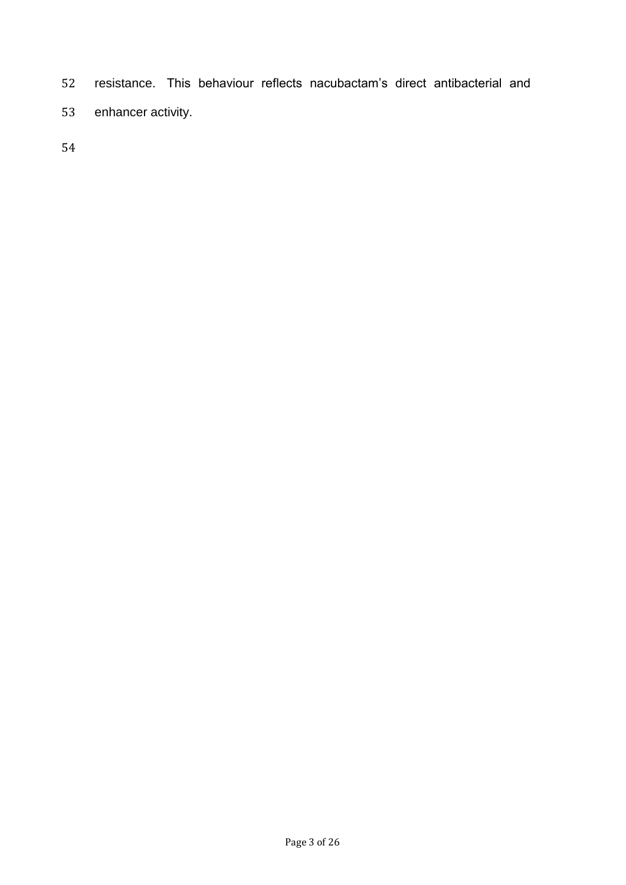resistance. This behaviour reflects nacubactam's direct antibacterial and enhancer activity.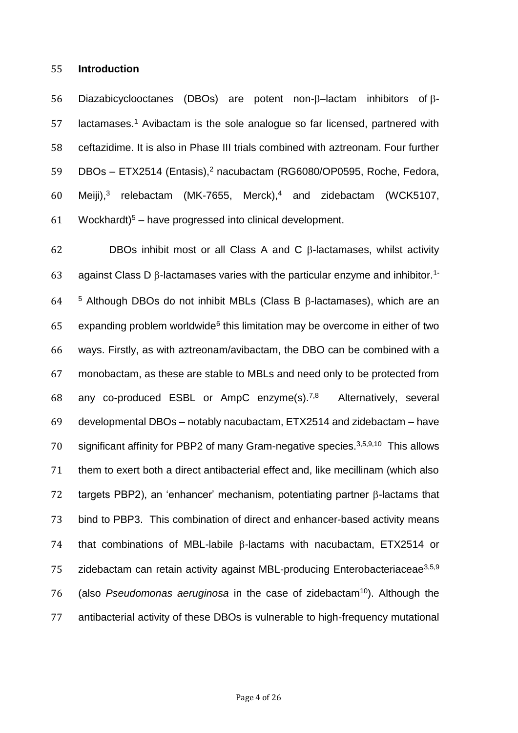## Introduction

Diazabicyclooctanes (DBOs) are potent non-β–lactam inhibitors of β-lactamases.[1] Avibactam is the sole analogue so far licensed, partnered with ceftazidime. It is also in Phase III trials combined with aztreonam. Four further DBOs – ETX2514 (Entasis),[2] nacubactam (RG6080/OP0595, Roche, Fedora, Meiji),[3] relebactam (MK-7655, Merck),[4] and zidebactam (WCK5107, Wockhardt)[5] – have progressed into clinical development.

DBOs inhibit most or all Class A and C β-lactamases, whilst activity against Class D β-lactamases varies with the particular enzyme and inhibitor.[1-5] Although DBOs do not inhibit MBLs (Class B β-lactamases), which are an expanding problem worldwide[6] this limitation may be overcome in either of two ways. Firstly, as with aztreonam/avibactam, the DBO can be combined with a monobactam, as these are stable to MBLs and need only to be protected from any co-produced ESBL or AmpC enzyme(s).[7,8] Alternatively, several developmental DBOs – notably nacubactam, ETX2514 and zidebactam – have significant affinity for PBP2 of many Gram-negative species.[3,5,9,10] This allows them to exert both a direct antibacterial effect and, like mecillinam (which also targets PBP2), an 'enhancer' mechanism, potentiating partner β-lactams that bind to PBP3. This combination of direct and enhancer-based activity means that combinations of MBL-labile β-lactams with nacubactam, ETX2514 or zidebactam can retain activity against MBL-producing Enterobacteriaceae[3,5,9] (also *Pseudomonas aeruginosa* in the case of zidebactam[10]). Although the antibacterial activity of these DBOs is vulnerable to high-frequency mutational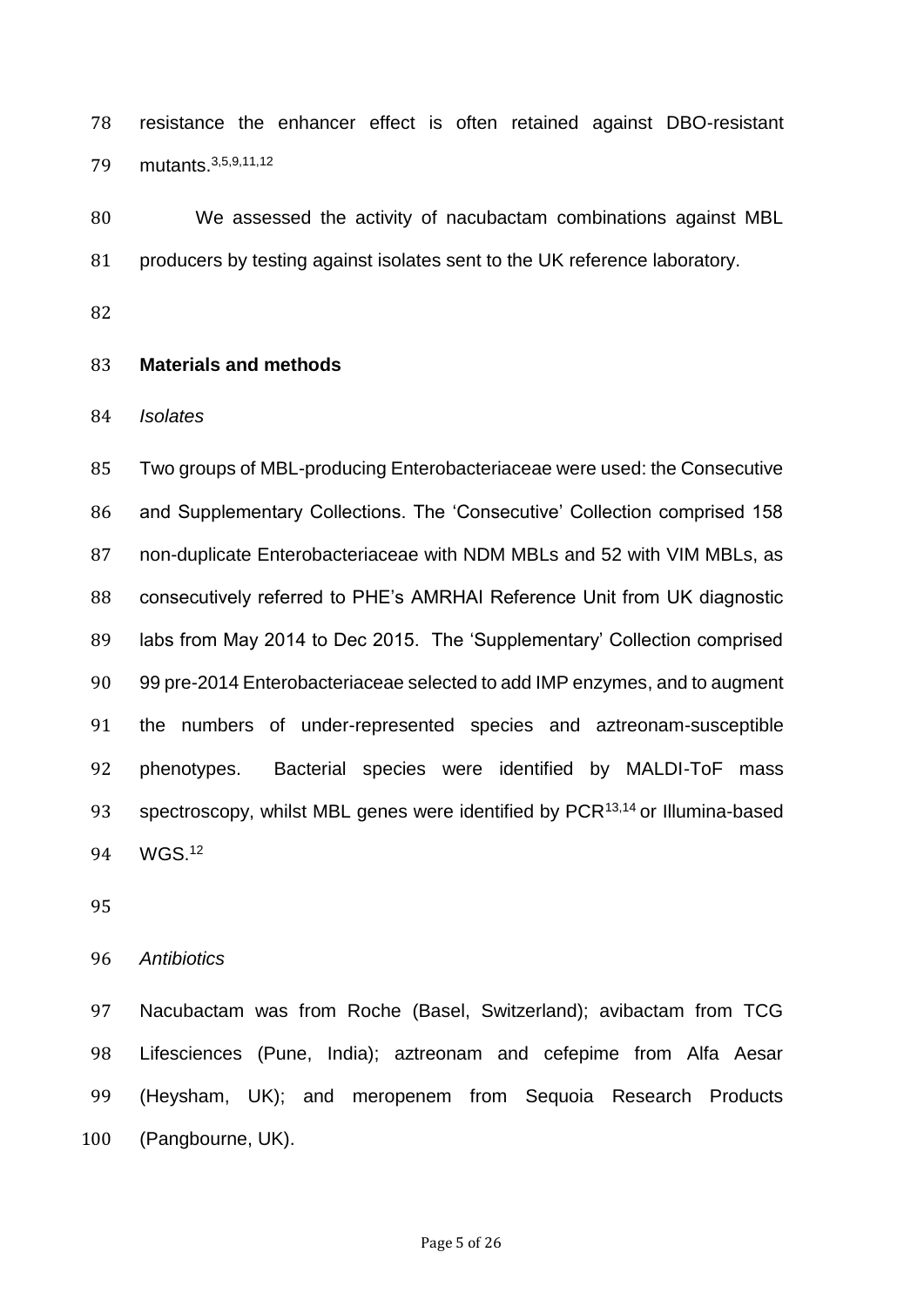resistance the enhancer effect is often retained against DBO-resistant mutants.[3,5,9,11,12]

We assessed the activity of nacubactam combinations against MBL producers by testing against isolates sent to the UK reference laboratory.

## Materials and methods

### *Isolates*

Two groups of MBL-producing Enterobacteriaceae were used: the Consecutive and Supplementary Collections. The 'Consecutive' Collection comprised 158 non-duplicate Enterobacteriaceae with NDM MBLs and 52 with VIM MBLs, as consecutively referred to PHE's AMRHAI Reference Unit from UK diagnostic labs from May 2014 to Dec 2015. The 'Supplementary' Collection comprised 99 pre-2014 Enterobacteriaceae selected to add IMP enzymes, and to augment the numbers of under-represented species and aztreonam-susceptible phenotypes. Bacterial species were identified by MALDI-ToF mass spectroscopy, whilst MBL genes were identified by PCR[13,14] or Illumina-based WGS.[12]

### *Antibiotics*

Nacubactam was from Roche (Basel, Switzerland); avibactam from TCG Lifesciences (Pune, India); aztreonam and cefepime from Alfa Aesar (Heysham, UK); and meropenem from Sequoia Research Products (Pangbourne, UK).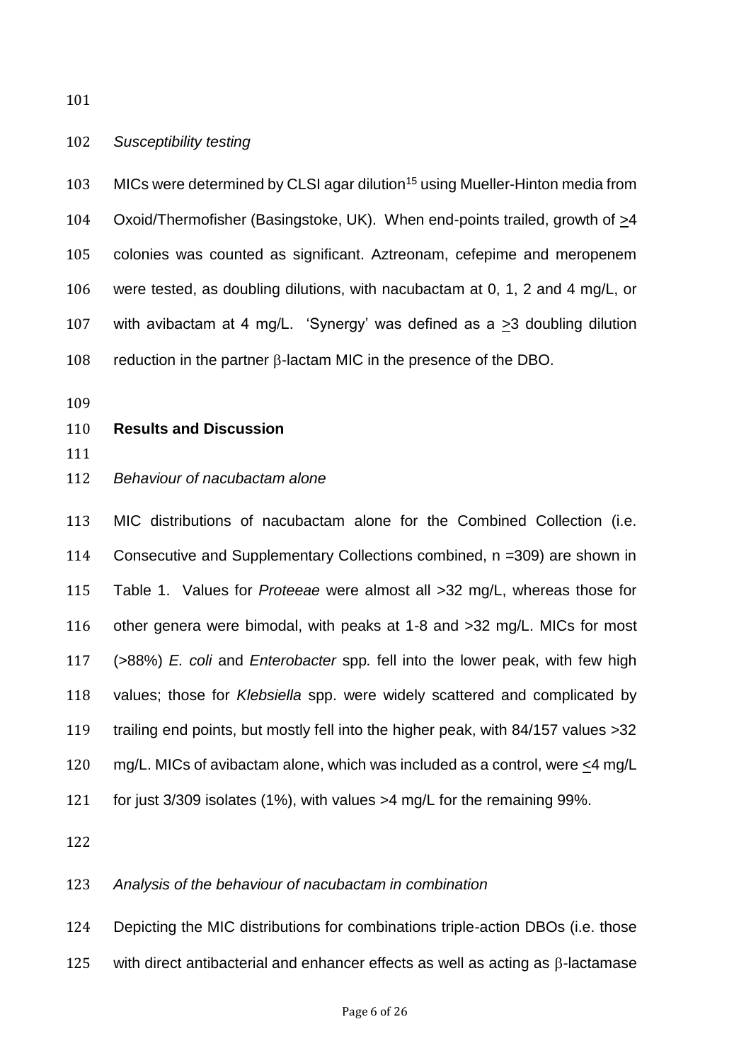*Susceptibility testing*

MICs were determined by CLSI agar dilution[15] using Mueller-Hinton media from Oxoid/Thermofisher (Basingstoke, UK). When end-points trailed, growth of ≥4 colonies was counted as significant. Aztreonam, cefepime and meropenem were tested, as doubling dilutions, with nacubactam at 0, 1, 2 and 4 mg/L, or with avibactam at 4 mg/L. 'Synergy' was defined as a ≥3 doubling dilution reduction in the partner β-lactam MIC in the presence of the DBO.

## Results and Discussion

*Behaviour of nacubactam alone*

MIC distributions of nacubactam alone for the Combined Collection (i.e. Consecutive and Supplementary Collections combined, n =309) are shown in Table 1. Values for *Proteeae* were almost all >32 mg/L, whereas those for other genera were bimodal, with peaks at 1-8 and >32 mg/L. MICs for most (>88%) *E. coli* and *Enterobacter* spp. fell into the lower peak, with few high values; those for *Klebsiella* spp. were widely scattered and complicated by trailing end points, but mostly fell into the higher peak, with 84/157 values >32 mg/L. MICs of avibactam alone, which was included as a control, were ≤4 mg/L for just 3/309 isolates (1%), with values >4 mg/L for the remaining 99%.

*Analysis of the behaviour of nacubactam in combination*

Depicting the MIC distributions for combinations triple-action DBOs (i.e. those with direct antibacterial and enhancer effects as well as acting as β-lactamase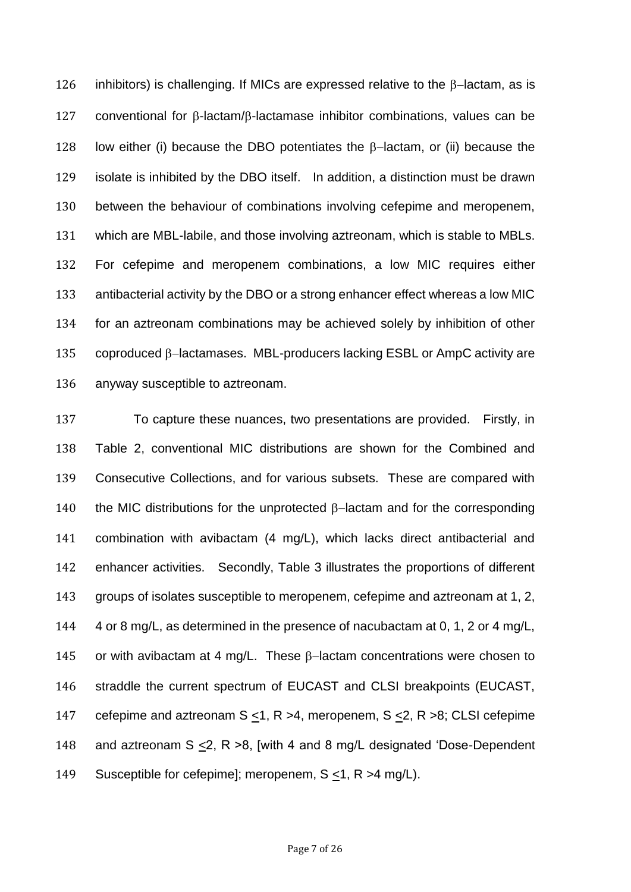inhibitors) is challenging. If MICs are expressed relative to the β–lactam, as is conventional for β-lactam/β-lactamase inhibitor combinations, values can be low either (i) because the DBO potentiates the β–lactam, or (ii) because the isolate is inhibited by the DBO itself. In addition, a distinction must be drawn between the behaviour of combinations involving cefepime and meropenem, which are MBL-labile, and those involving aztreonam, which is stable to MBLs. For cefepime and meropenem combinations, a low MIC requires either antibacterial activity by the DBO or a strong enhancer effect whereas a low MIC for an aztreonam combinations may be achieved solely by inhibition of other coproduced β–lactamases. MBL-producers lacking ESBL or AmpC activity are anyway susceptible to aztreonam.

To capture these nuances, two presentations are provided. Firstly, in Table 2, conventional MIC distributions are shown for the Combined and Consecutive Collections, and for various subsets. These are compared with the MIC distributions for the unprotected β–lactam and for the corresponding combination with avibactam (4 mg/L), which lacks direct antibacterial and enhancer activities. Secondly, Table 3 illustrates the proportions of different groups of isolates susceptible to meropenem, cefepime and aztreonam at 1, 2, 4 or 8 mg/L, as determined in the presence of nacubactam at 0, 1, 2 or 4 mg/L, or with avibactam at 4 mg/L. These β–lactam concentrations were chosen to straddle the current spectrum of EUCAST and CLSI breakpoints (EUCAST, cefepime and aztreonam S ≤1, R >4, meropenem, S ≤2, R >8; CLSI cefepime and aztreonam S ≤2, R >8, [with 4 and 8 mg/L designated 'Dose-Dependent Susceptible for cefepime]; meropenem, S ≤1, R >4 mg/L).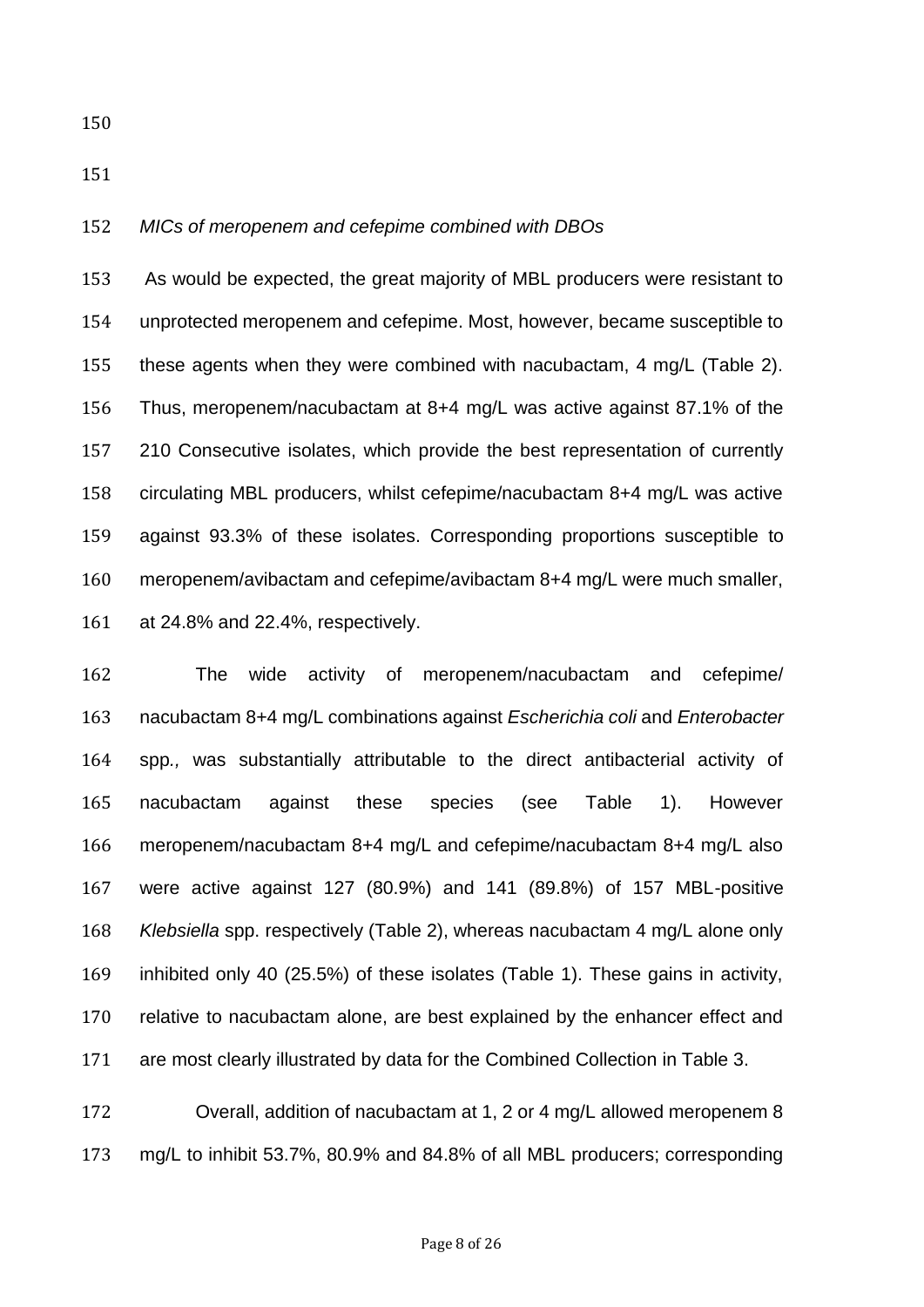*MICs of meropenem and cefepime combined with DBOs*

As would be expected, the great majority of MBL producers were resistant to unprotected meropenem and cefepime. Most, however, became susceptible to these agents when they were combined with nacubactam, 4 mg/L (Table 2). Thus, meropenem/nacubactam at 8+4 mg/L was active against 87.1% of the 210 Consecutive isolates, which provide the best representation of currently circulating MBL producers, whilst cefepime/nacubactam 8+4 mg/L was active against 93.3% of these isolates. Corresponding proportions susceptible to meropenem/avibactam and cefepime/avibactam 8+4 mg/L were much smaller, at 24.8% and 22.4%, respectively.

The wide activity of meropenem/nacubactam and cefepime/ nacubactam 8+4 mg/L combinations against *Escherichia coli* and *Enterobacter* spp., was substantially attributable to the direct antibacterial activity of nacubactam against these species (see Table 1). However meropenem/nacubactam 8+4 mg/L and cefepime/nacubactam 8+4 mg/L also were active against 127 (80.9%) and 141 (89.8%) of 157 MBL-positive *Klebsiella* spp. respectively (Table 2), whereas nacubactam 4 mg/L alone only inhibited only 40 (25.5%) of these isolates (Table 1). These gains in activity, relative to nacubactam alone, are best explained by the enhancer effect and are most clearly illustrated by data for the Combined Collection in Table 3.

Overall, addition of nacubactam at 1, 2 or 4 mg/L allowed meropenem 8 mg/L to inhibit 53.7%, 80.9% and 84.8% of all MBL producers; corresponding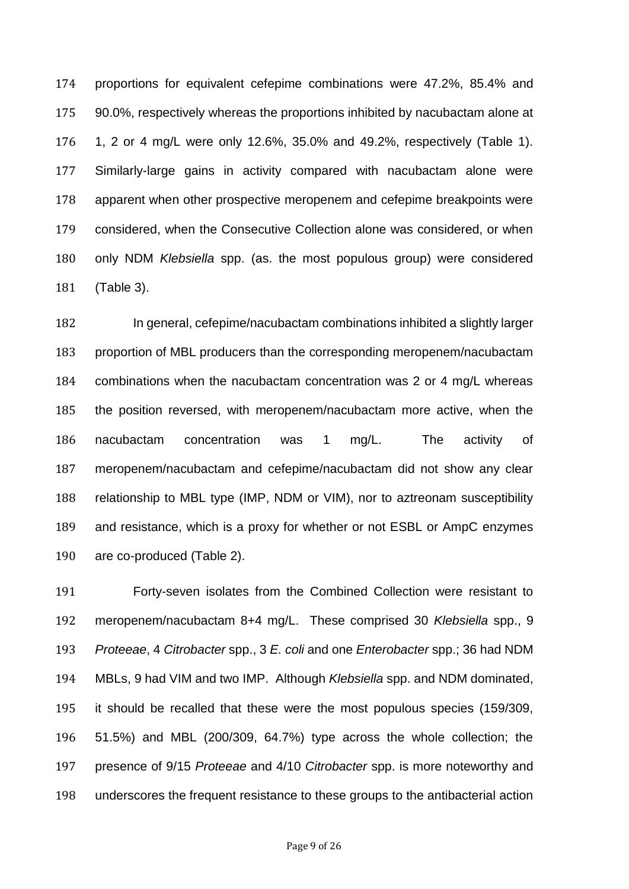proportions for equivalent cefepime combinations were 47.2%, 85.4% and 90.0%, respectively whereas the proportions inhibited by nacubactam alone at 1, 2 or 4 mg/L were only 12.6%, 35.0% and 49.2%, respectively (Table 1). Similarly-large gains in activity compared with nacubactam alone were apparent when other prospective meropenem and cefepime breakpoints were considered, when the Consecutive Collection alone was considered, or when only NDM *Klebsiella* spp. (as. the most populous group) were considered (Table 3).

In general, cefepime/nacubactam combinations inhibited a slightly larger proportion of MBL producers than the corresponding meropenem/nacubactam combinations when the nacubactam concentration was 2 or 4 mg/L whereas the position reversed, with meropenem/nacubactam more active, when the nacubactam concentration was 1 mg/L. The activity of meropenem/nacubactam and cefepime/nacubactam did not show any clear relationship to MBL type (IMP, NDM or VIM), nor to aztreonam susceptibility and resistance, which is a proxy for whether or not ESBL or AmpC enzymes are co-produced (Table 2).

Forty-seven isolates from the Combined Collection were resistant to meropenem/nacubactam 8+4 mg/L. These comprised 30 *Klebsiella* spp., 9 *Proteeae*, 4 *Citrobacter* spp., 3 *E. coli* and one *Enterobacter* spp.; 36 had NDM MBLs, 9 had VIM and two IMP. Although *Klebsiella* spp. and NDM dominated, it should be recalled that these were the most populous species (159/309, 51.5%) and MBL (200/309, 64.7%) type across the whole collection; the presence of 9/15 *Proteeae* and 4/10 *Citrobacter* spp. is more noteworthy and underscores the frequent resistance to these groups to the antibacterial action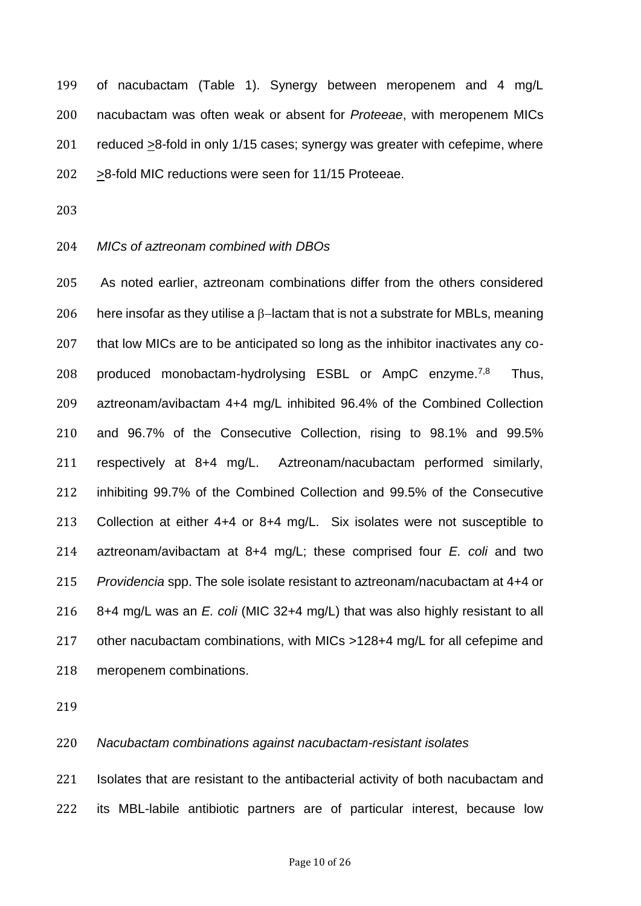of nacubactam (Table 1). Synergy between meropenem and 4 mg/L nacubactam was often weak or absent for *Proteeae*, with meropenem MICs reduced >8-fold in only 1/15 cases; synergy was greater with cefepime, where >8-fold MIC reductions were seen for 11/15 Proteeae.

*MICs of aztreonam combined with DBOs*

As noted earlier, aztreonam combinations differ from the others considered here insofar as they utilise a β–lactam that is not a substrate for MBLs, meaning that low MICs are to be anticipated so long as the inhibitor inactivates any co-produced monobactam-hydrolysing ESBL or AmpC enzyme.[7,8] Thus, aztreonam/avibactam 4+4 mg/L inhibited 96.4% of the Combined Collection and 96.7% of the Consecutive Collection, rising to 98.1% and 99.5% respectively at 8+4 mg/L. Aztreonam/nacubactam performed similarly, inhibiting 99.7% of the Combined Collection and 99.5% of the Consecutive Collection at either 4+4 or 8+4 mg/L. Six isolates were not susceptible to aztreonam/avibactam at 8+4 mg/L; these comprised four *E. coli* and two *Providencia* spp. The sole isolate resistant to aztreonam/nacubactam at 4+4 or 8+4 mg/L was an *E. coli* (MIC 32+4 mg/L) that was also highly resistant to all other nacubactam combinations, with MICs >128+4 mg/L for all cefepime and meropenem combinations.

*Nacubactam combinations against nacubactam-resistant isolates*

Isolates that are resistant to the antibacterial activity of both nacubactam and its MBL-labile antibiotic partners are of particular interest, because low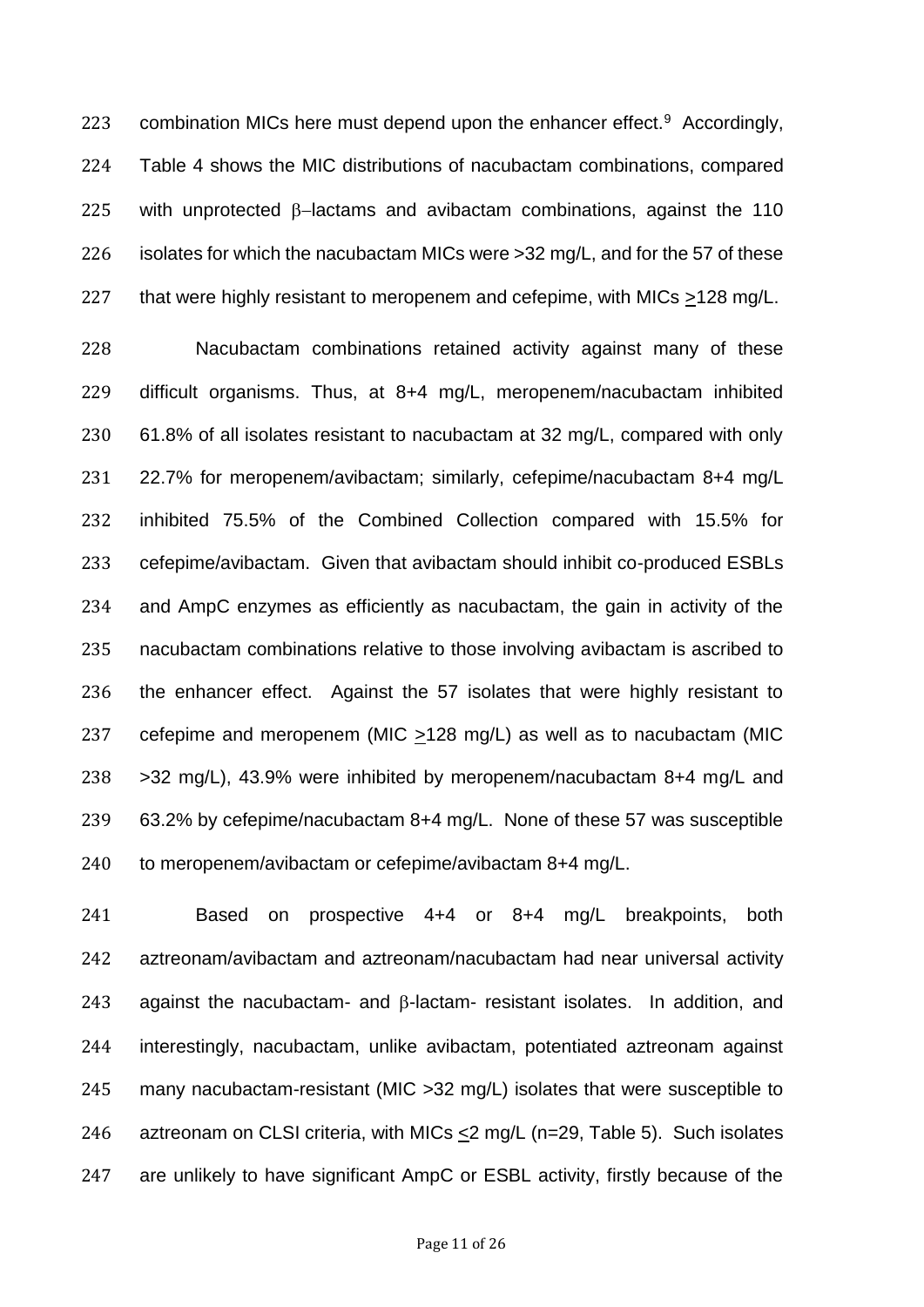combination MICs here must depend upon the enhancer effect.[9] Accordingly, Table 4 shows the MIC distributions of nacubactam combinations, compared with unprotected β–lactams and avibactam combinations, against the 110 isolates for which the nacubactam MICs were >32 mg/L, and for the 57 of these that were highly resistant to meropenem and cefepime, with MICs ≥128 mg/L.

Nacubactam combinations retained activity against many of these difficult organisms. Thus, at 8+4 mg/L, meropenem/nacubactam inhibited 61.8% of all isolates resistant to nacubactam at 32 mg/L, compared with only 22.7% for meropenem/avibactam; similarly, cefepime/nacubactam 8+4 mg/L inhibited 75.5% of the Combined Collection compared with 15.5% for cefepime/avibactam. Given that avibactam should inhibit co-produced ESBLs and AmpC enzymes as efficiently as nacubactam, the gain in activity of the nacubactam combinations relative to those involving avibactam is ascribed to the enhancer effect. Against the 57 isolates that were highly resistant to cefepime and meropenem (MIC ≥128 mg/L) as well as to nacubactam (MIC >32 mg/L), 43.9% were inhibited by meropenem/nacubactam 8+4 mg/L and 63.2% by cefepime/nacubactam 8+4 mg/L. None of these 57 was susceptible to meropenem/avibactam or cefepime/avibactam 8+4 mg/L.

Based on prospective 4+4 or 8+4 mg/L breakpoints, both aztreonam/avibactam and aztreonam/nacubactam had near universal activity against the nacubactam- and β-lactam- resistant isolates. In addition, and interestingly, nacubactam, unlike avibactam, potentiated aztreonam against many nacubactam-resistant (MIC >32 mg/L) isolates that were susceptible to aztreonam on CLSI criteria, with MICs ≤2 mg/L (n=29, Table 5). Such isolates are unlikely to have significant AmpC or ESBL activity, firstly because of the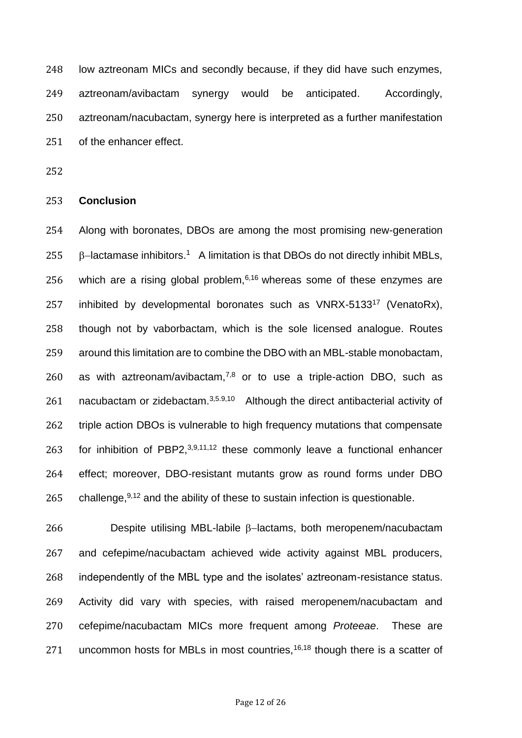low aztreonam MICs and secondly because, if they did have such enzymes, aztreonam/avibactam synergy would be anticipated. Accordingly, aztreonam/nacubactam, synergy here is interpreted as a further manifestation of the enhancer effect.

## Conclusion

Along with boronates, DBOs are among the most promising new-generation β–lactamase inhibitors.[1] A limitation is that DBOs do not directly inhibit MBLs, which are a rising global problem,[6,16] whereas some of these enzymes are inhibited by developmental boronates such as VNRX-5133[17] (VenatoRx), though not by vaborbactam, which is the sole licensed analogue. Routes around this limitation are to combine the DBO with an MBL-stable monobactam, as with aztreonam/avibactam,[7,8] or to use a triple-action DBO, such as nacubactam or zidebactam.[3,5,9,10] Although the direct antibacterial activity of triple action DBOs is vulnerable to high frequency mutations that compensate for inhibition of PBP2,[3,9,11,12] these commonly leave a functional enhancer effect; moreover, DBO-resistant mutants grow as round forms under DBO challenge,[9,12] and the ability of these to sustain infection is questionable.

Despite utilising MBL-labile β–lactams, both meropenem/nacubactam and cefepime/nacubactam achieved wide activity against MBL producers, independently of the MBL type and the isolates' aztreonam-resistance status. Activity did vary with species, with raised meropenem/nacubactam and cefepime/nacubactam MICs more frequent among *Proteeae*. These are uncommon hosts for MBLs in most countries,[16,18] though there is a scatter of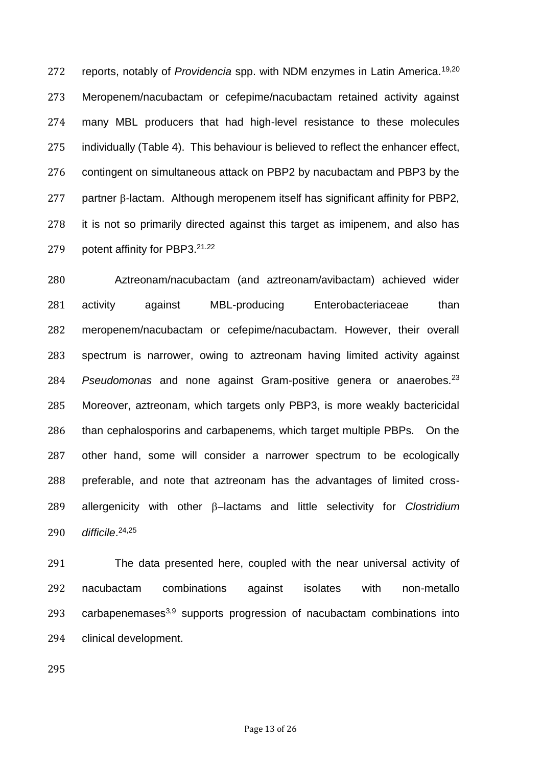reports, notably of *Providencia* spp. with NDM enzymes in Latin America.[19,20] Meropenem/nacubactam or cefepime/nacubactam retained activity against many MBL producers that had high-level resistance to these molecules individually (Table 4). This behaviour is believed to reflect the enhancer effect, contingent on simultaneous attack on PBP2 by nacubactam and PBP3 by the partner β-lactam. Although meropenem itself has significant affinity for PBP2, it is not so primarily directed against this target as imipenem, and also has potent affinity for PBP3.[21,22]

Aztreonam/nacubactam (and aztreonam/avibactam) achieved wider activity against MBL-producing Enterobacteriaceae than meropenem/nacubactam or cefepime/nacubactam. However, their overall spectrum is narrower, owing to aztreonam having limited activity against *Pseudomonas* and none against Gram-positive genera or anaerobes.[23] Moreover, aztreonam, which targets only PBP3, is more weakly bactericidal than cephalosporins and carbapenems, which target multiple PBPs. On the other hand, some will consider a narrower spectrum to be ecologically preferable, and note that aztreonam has the advantages of limited cross-allergenicity with other β–lactams and little selectivity for *Clostridium difficile*.[24,25]

The data presented here, coupled with the near universal activity of nacubactam combinations against isolates with non-metallo carbapenemases[3,9] supports progression of nacubactam combinations into clinical development.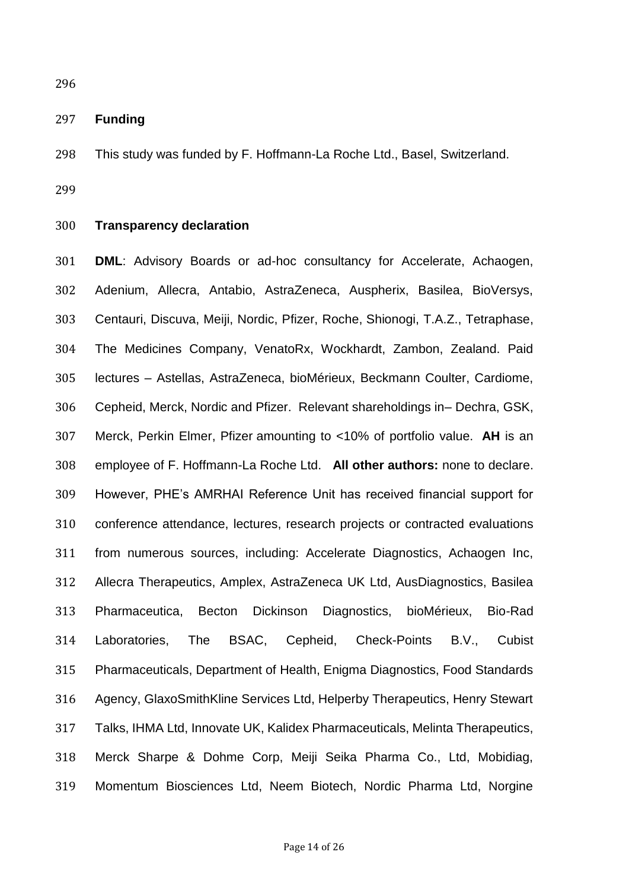## Funding

This study was funded by F. Hoffmann-La Roche Ltd., Basel, Switzerland.

## Transparency declaration

**DML**: Advisory Boards or ad-hoc consultancy for Accelerate, Achaogen, Adenium, Allecra, Antabio, AstraZeneca, Auspherix, Basilea, BioVersys, Centauri, Discuva, Meiji, Nordic, Pfizer, Roche, Shionogi, T.A.Z., Tetraphase, The Medicines Company, VenatoRx, Wockhardt, Zambon, Zealand. Paid lectures – Astellas, AstraZeneca, bioMérieux, Beckmann Coulter, Cardiome, Cepheid, Merck, Nordic and Pfizer. Relevant shareholdings in– Dechra, GSK, Merck, Perkin Elmer, Pfizer amounting to <10% of portfolio value. **AH** is an employee of F. Hoffmann-La Roche Ltd. **All other authors:** none to declare. However, PHE's AMRHAI Reference Unit has received financial support for conference attendance, lectures, research projects or contracted evaluations from numerous sources, including: Accelerate Diagnostics, Achaogen Inc, Allecra Therapeutics, Amplex, AstraZeneca UK Ltd, AusDiagnostics, Basilea Pharmaceutica, Becton Dickinson Diagnostics, bioMérieux, Bio-Rad Laboratories, The BSAC, Cepheid, Check-Points B.V., Cubist Pharmaceuticals, Department of Health, Enigma Diagnostics, Food Standards Agency, GlaxoSmithKline Services Ltd, Helperby Therapeutics, Henry Stewart Talks, IHMA Ltd, Innovate UK, Kalidex Pharmaceuticals, Melinta Therapeutics, Merck Sharpe & Dohme Corp, Meiji Seika Pharma Co., Ltd, Mobidiag, Momentum Biosciences Ltd, Neem Biotech, Nordic Pharma Ltd, Norgine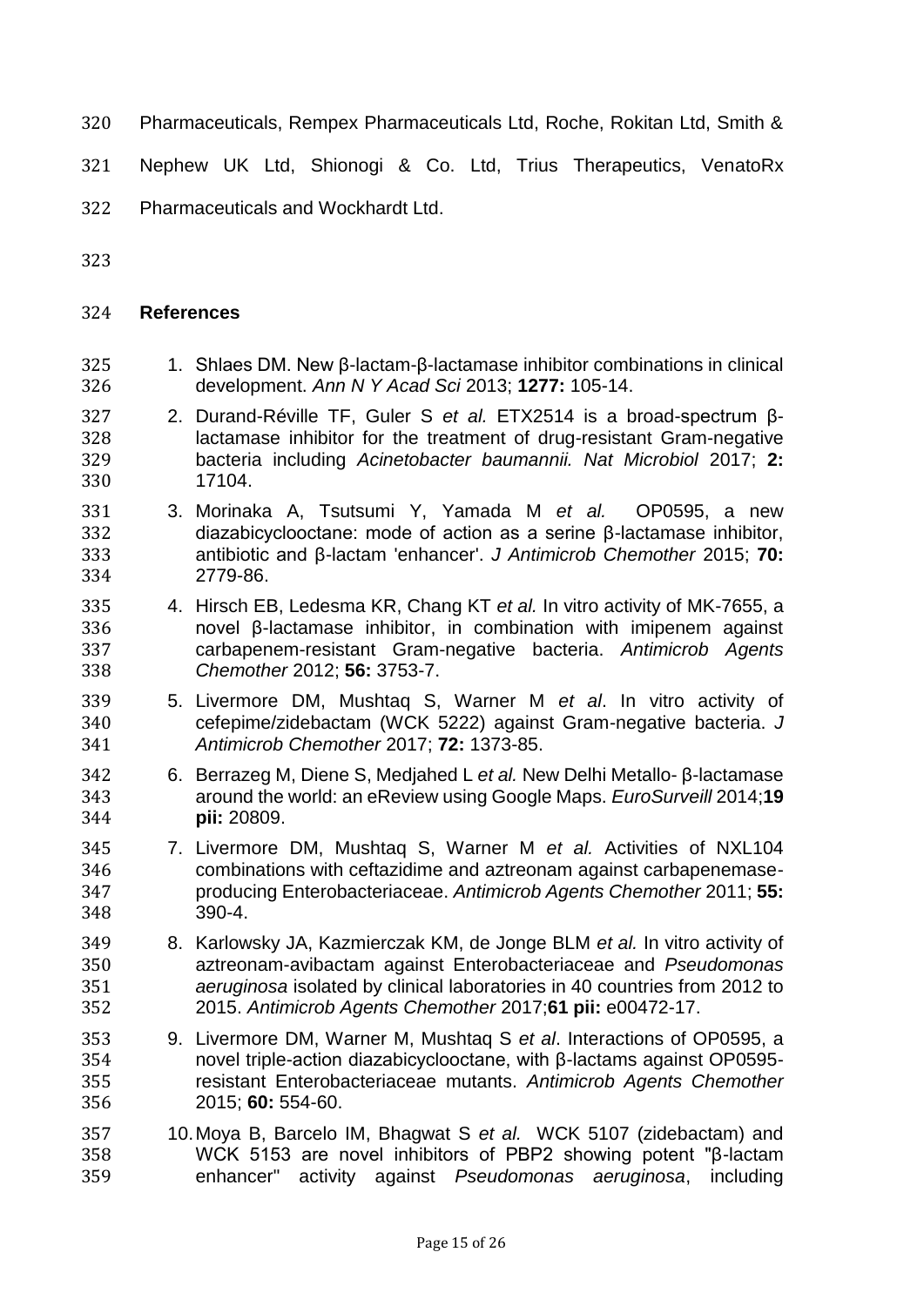Pharmaceuticals, Rempex Pharmaceuticals Ltd, Roche, Rokitan Ltd, Smith & Nephew UK Ltd, Shionogi & Co. Ltd, Trius Therapeutics, VenatoRx Pharmaceuticals and Wockhardt Ltd.

## References

1. Shlaes DM. New β-lactam-β-lactamase inhibitor combinations in clinical development. *Ann N Y Acad Sci* 2013; **1277:** 105-14.
2. Durand-Réville TF, Guler S *et al.* ETX2514 is a broad-spectrum β-lactamase inhibitor for the treatment of drug-resistant Gram-negative bacteria including *Acinetobacter baumannii. Nat Microbiol* 2017; **2:** 17104.
3. Morinaka A, Tsutsumi Y, Yamada M *et al.* OP0595, a new diazabicyclooctane: mode of action as a serine β-lactamase inhibitor, antibiotic and β-lactam 'enhancer'. *J Antimicrob Chemother* 2015; **70:** 2779-86.
4. Hirsch EB, Ledesma KR, Chang KT *et al.* In vitro activity of MK-7655, a novel β-lactamase inhibitor, in combination with imipenem against carbapenem-resistant Gram-negative bacteria. *Antimicrob Agents Chemother* 2012; **56:** 3753-7.
5. Livermore DM, Mushtaq S, Warner M *et al*. In vitro activity of cefepime/zidebactam (WCK 5222) against Gram-negative bacteria. *J Antimicrob Chemother* 2017; **72:** 1373-85.
6. Berrazeg M, Diene S, Medjahed L *et al.* New Delhi Metallo- β-lactamase around the world: an eReview using Google Maps. *EuroSurveill* 2014;**19 pii:** 20809.
7. Livermore DM, Mushtaq S, Warner M *et al.* Activities of NXL104 combinations with ceftazidime and aztreonam against carbapenemase-producing Enterobacteriaceae. *Antimicrob Agents Chemother* 2011; **55:** 390-4.
8. Karlowsky JA, Kazmierczak KM, de Jonge BLM *et al.* In vitro activity of aztreonam-avibactam against Enterobacteriaceae and *Pseudomonas aeruginosa* isolated by clinical laboratories in 40 countries from 2012 to 2015. *Antimicrob Agents Chemother* 2017;**61 pii:** e00472-17.
9. Livermore DM, Warner M, Mushtaq S *et al*. Interactions of OP0595, a novel triple-action diazabicyclooctane, with β-lactams against OP0595-resistant Enterobacteriaceae mutants. *Antimicrob Agents Chemother* 2015; **60:** 554-60.
10. Moya B, Barcelo IM, Bhagwat S *et al.* WCK 5107 (zidebactam) and WCK 5153 are novel inhibitors of PBP2 showing potent "β-lactam enhancer" activity against *Pseudomonas aeruginosa*, including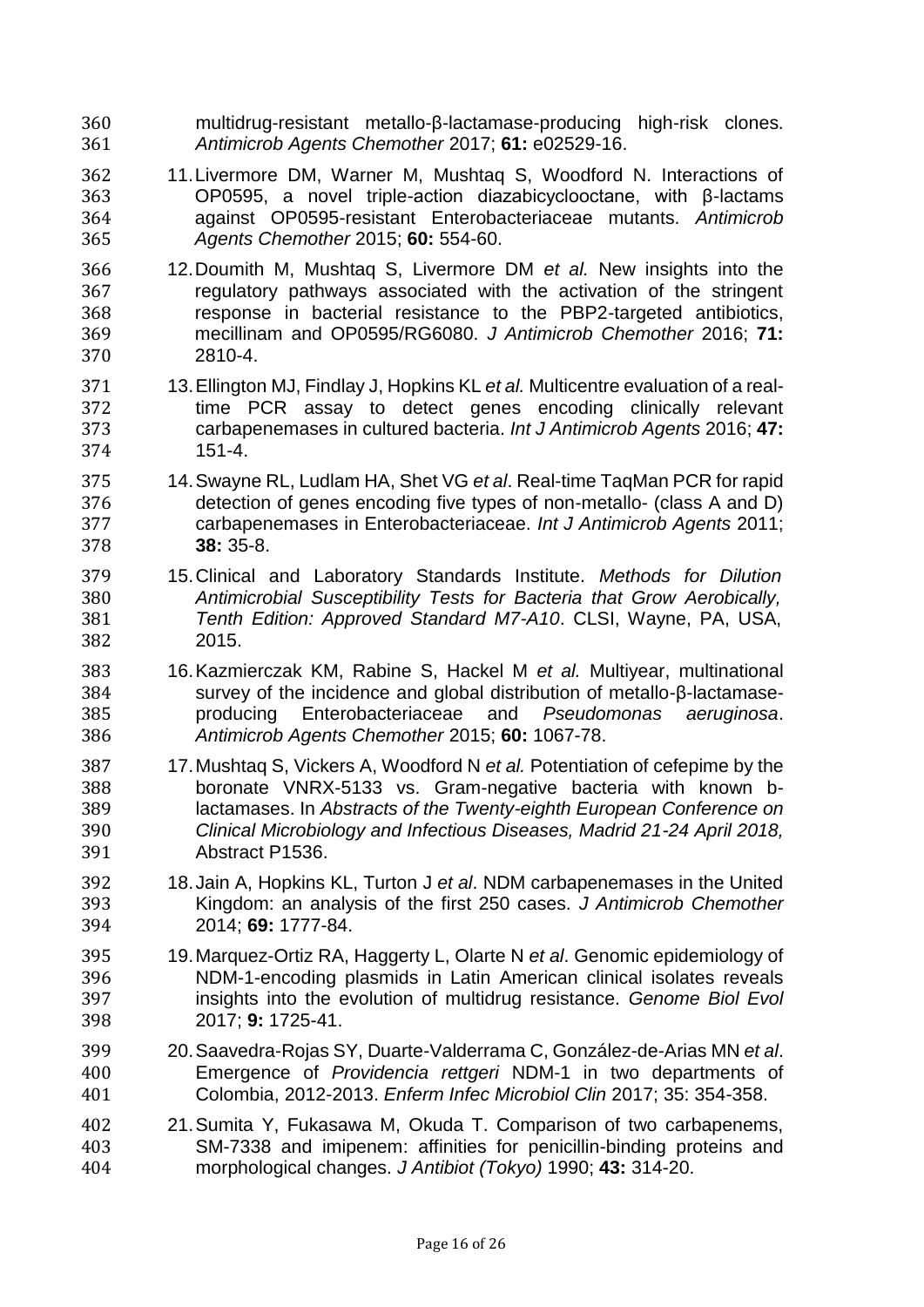multidrug-resistant metallo-β-lactamase-producing high-risk clones. *Antimicrob Agents Chemother* 2017; **61:** e02529-16.

11. Livermore DM, Warner M, Mushtaq S, Woodford N. Interactions of OP0595, a novel triple-action diazabicyclooctane, with β-lactams against OP0595-resistant Enterobacteriaceae mutants. *Antimicrob Agents Chemother* 2015; **60:** 554-60.

12. Doumith M, Mushtaq S, Livermore DM *et al.* New insights into the regulatory pathways associated with the activation of the stringent response in bacterial resistance to the PBP2-targeted antibiotics, mecillinam and OP0595/RG6080. *J Antimicrob Chemother* 2016; **71:** 2810-4.

13. Ellington MJ, Findlay J, Hopkins KL *et al.* Multicentre evaluation of a real-time PCR assay to detect genes encoding clinically relevant carbapenemases in cultured bacteria. *Int J Antimicrob Agents* 2016; **47:** 151-4.

14. Swayne RL, Ludlam HA, Shet VG *et al*. Real-time TaqMan PCR for rapid detection of genes encoding five types of non-metallo- (class A and D) carbapenemases in Enterobacteriaceae. *Int J Antimicrob Agents* 2011; **38:** 35-8.

15. Clinical and Laboratory Standards Institute. *Methods for Dilution Antimicrobial Susceptibility Tests for Bacteria that Grow Aerobically, Tenth Edition: Approved Standard M7-A10*. CLSI, Wayne, PA, USA, 2015.

16. Kazmierczak KM, Rabine S, Hackel M *et al.* Multiyear, multinational survey of the incidence and global distribution of metallo-β-lactamase-producing Enterobacteriaceae and *Pseudomonas aeruginosa*. *Antimicrob Agents Chemother* 2015; **60:** 1067-78.

17. Mushtaq S, Vickers A, Woodford N *et al.* Potentiation of cefepime by the boronate VNRX-5133 vs. Gram-negative bacteria with known b-lactamases. In *Abstracts of the Twenty-eighth European Conference on Clinical Microbiology and Infectious Diseases, Madrid 21-24 April 2018,* Abstract P1536.

18. Jain A, Hopkins KL, Turton J *et al*. NDM carbapenemases in the United Kingdom: an analysis of the first 250 cases. *J Antimicrob Chemother* 2014; **69:** 1777-84.

19. Marquez-Ortiz RA, Haggerty L, Olarte N *et al*. Genomic epidemiology of NDM-1-encoding plasmids in Latin American clinical isolates reveals insights into the evolution of multidrug resistance. *Genome Biol Evol* 2017; **9:** 1725-41.

20. Saavedra-Rojas SY, Duarte-Valderrama C, González-de-Arias MN *et al*. Emergence of *Providencia rettgeri* NDM-1 in two departments of Colombia, 2012-2013. *Enferm Infec Microbiol Clin* 2017; 35: 354-358.

21. Sumita Y, Fukasawa M, Okuda T. Comparison of two carbapenems, SM-7338 and imipenem: affinities for penicillin-binding proteins and morphological changes. *J Antibiot (Tokyo)* 1990; **43:** 314-20.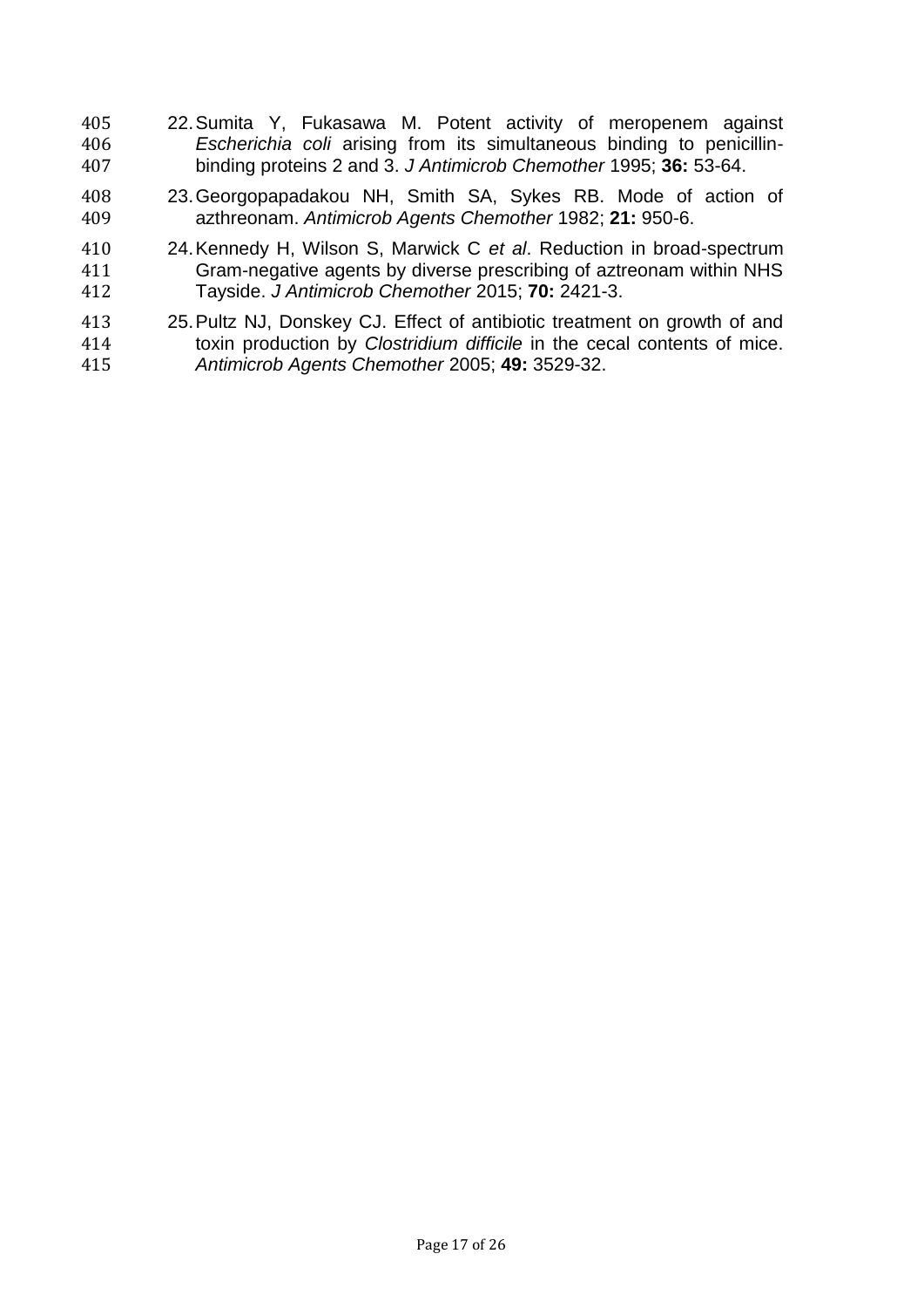22. Sumita Y, Fukasawa M. Potent activity of meropenem against *Escherichia coli* arising from its simultaneous binding to penicillin-binding proteins 2 and 3. *J Antimicrob Chemother* 1995; **36:** 53-64.

23. Georgopapadakou NH, Smith SA, Sykes RB. Mode of action of azthreonam. *Antimicrob Agents Chemother* 1982; **21:** 950-6.

24. Kennedy H, Wilson S, Marwick C *et al*. Reduction in broad-spectrum Gram-negative agents by diverse prescribing of aztreonam within NHS Tayside. *J Antimicrob Chemother* 2015; **70:** 2421-3.

25. Pultz NJ, Donskey CJ. Effect of antibiotic treatment on growth of and toxin production by *Clostridium difficile* in the cecal contents of mice. *Antimicrob Agents Chemother* 2005; **49:** 3529-32.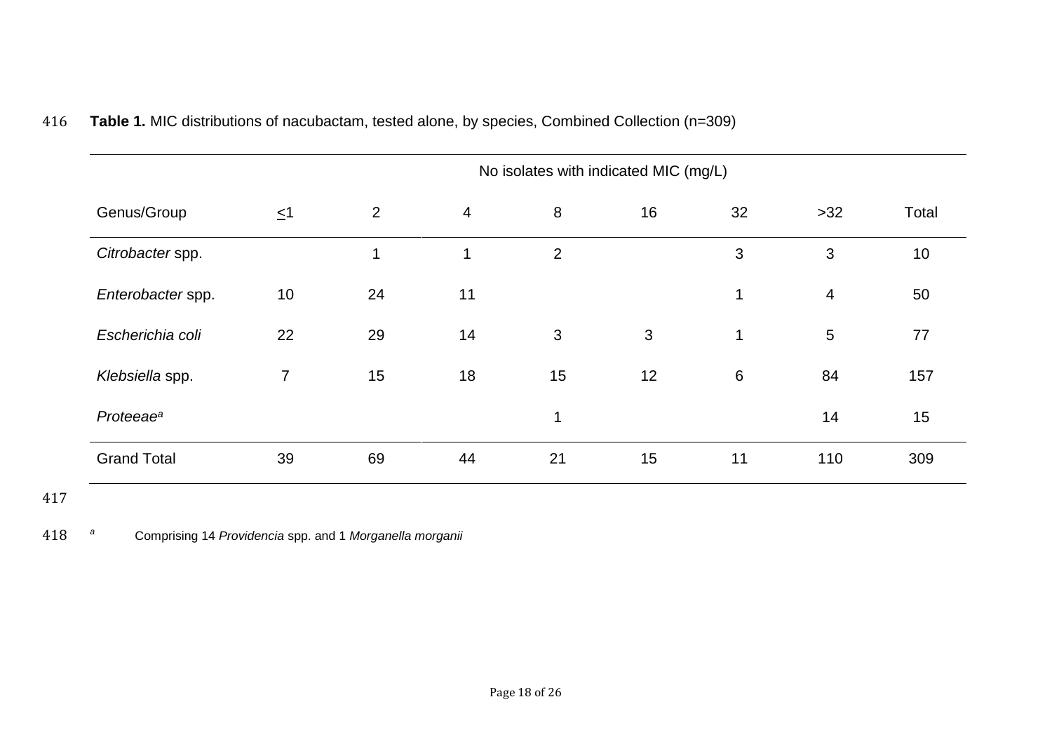**Table 1.** MIC distributions of nacubactam, tested alone, by species, Combined Collection (n=309)

| | No isolates with indicated MIC (mg/L) | | | | | | | |
|---|---|---|---|---|---|---|---|---|
| Genus/Group | ≤1 | 2 | 4 | 8 | 16 | 32 | >32 | Total |
| *Citrobacter* spp. | | 1 | 1 | 2 | | 3 | 3 | 10 |
| *Enterobacter* spp. | 10 | 24 | 11 | | | 1 | 4 | 50 |
| *Escherichia coli* | 22 | 29 | 14 | 3 | 3 | 1 | 5 | 77 |
| *Klebsiella* spp. | 7 | 15 | 18 | 15 | 12 | 6 | 84 | 157 |
| *Proteeae*[a] | | | | 1 | | | 14 | 15 |
| Grand Total | 39 | 69 | 44 | 21 | 15 | 11 | 110 | 309 |

[a] Comprising 14 *Providencia* spp. and 1 *Morganella morganii*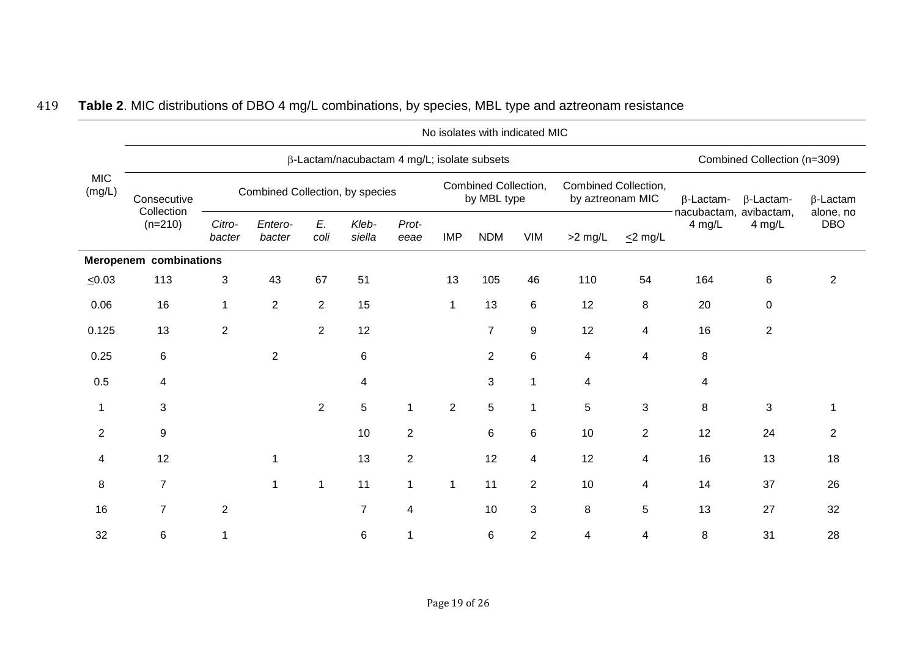**Table 2**. MIC distributions of DBO 4 mg/L combinations, by species, MBL type and aztreonam resistance

| MIC (mg/L) | No isolates with indicated MIC | | | | | | | | | | | | | |
|---|---|---|---|---|---|---|---|---|---|---|---|---|---|---|
| | β-Lactam/nacubactam 4 mg/L; isolate subsets | | | | | | | | | | | Combined Collection (n=309) | | |
| | Consecutive Collection (n=210) | Combined Collection, by species | | | | | Combined Collection, by MBL type | | | Combined Collection, by aztreonam MIC | | β-Lactam-nacubactam, 4 mg/L | β-Lactam-avibactam, 4 mg/L | β-Lactam alone, no DBO |
| | | *Citro-bacter* | *Entero-bacter* | *E. coli* | *Kleb-siella* | *Prot-eeae* | IMP | NDM | VIM | >2 mg/L | ≤2 mg/L | | | |
| **Meropenem combinations** | | | | | | | | | | | | | | |
| ≤0.03 | 113 | 3 | 43 | 67 | 51 | | 13 | 105 | 46 | 110 | 54 | 164 | 6 | 2 |
| 0.06 | 16 | 1 | 2 | 2 | 15 | | 1 | 13 | 6 | 12 | 8 | 20 | 0 | |
| 0.125 | 13 | 2 | | 2 | 12 | | | 7 | 9 | 12 | 4 | 16 | 2 | |
| 0.25 | 6 | | 2 | | 6 | | | 2 | 6 | 4 | 4 | 8 | | |
| 0.5 | 4 | | | | 4 | | | 3 | 1 | 4 | | 4 | | |
| 1 | 3 | | | 2 | 5 | 1 | 2 | 5 | 1 | 5 | 3 | 8 | 3 | 1 |
| 2 | 9 | | | | 10 | 2 | | 6 | 6 | 10 | 2 | 12 | 24 | 2 |
| 4 | 12 | | 1 | | 13 | 2 | | 12 | 4 | 12 | 4 | 16 | 13 | 18 |
| 8 | 7 | | 1 | 1 | 11 | 1 | 1 | 11 | 2 | 10 | 4 | 14 | 37 | 26 |
| 16 | 7 | 2 | | | 7 | 4 | | 10 | 3 | 8 | 5 | 13 | 27 | 32 |
| 32 | 6 | 1 | | | 6 | 1 | | 6 | 2 | 4 | 4 | 8 | 31 | 28 |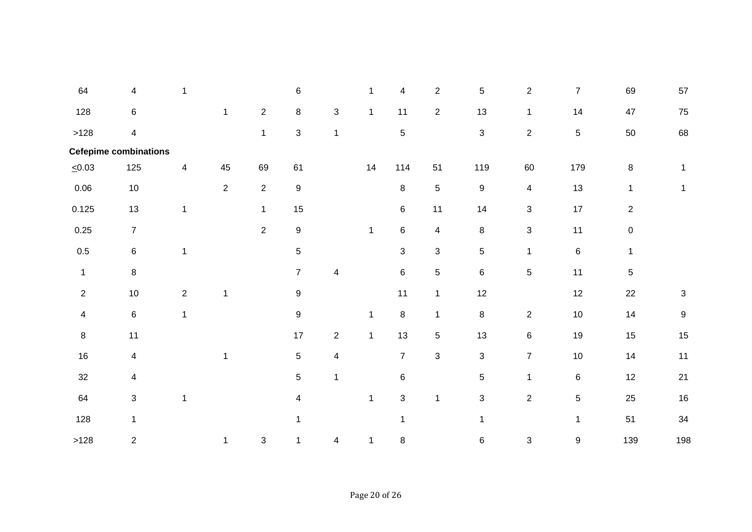| | | | | | | | | | | | | | | |
|---|---|---|---|---|---|---|---|---|---|---|---|---|---|---|
| 64 | 4 | 1 | | | 6 | | 1 | 4 | 2 | 5 | 2 | 7 | 69 | 57 |
| 128 | 6 | | 1 | 2 | 8 | 3 | 1 | 11 | 2 | 13 | 1 | 14 | 47 | 75 |
| >128 | 4 | | | 1 | 3 | 1 | | 5 | | 3 | 2 | 5 | 50 | 68 |
| **Cefepime combinations** | | | | | | | | | | | | | | |
| <u><</u>0.03 | 125 | 4 | 45 | 69 | 61 | | 14 | 114 | 51 | 119 | 60 | 179 | 8 | 1 |
| 0.06 | 10 | | 2 | 2 | 9 | | | 8 | 5 | 9 | 4 | 13 | 1 | 1 |
| 0.125 | 13 | 1 | | 1 | 15 | | | 6 | 11 | 14 | 3 | 17 | 2 | |
| 0.25 | 7 | | | 2 | 9 | | 1 | 6 | 4 | 8 | 3 | 11 | 0 | |
| 0.5 | 6 | 1 | | | 5 | | | 3 | 3 | 5 | 1 | 6 | 1 | |
| 1 | 8 | | | | 7 | 4 | | 6 | 5 | 6 | 5 | 11 | 5 | |
| 2 | 10 | 2 | 1 | | 9 | | | 11 | 1 | 12 | | 12 | 22 | 3 |
| 4 | 6 | 1 | | | 9 | | 1 | 8 | 1 | 8 | 2 | 10 | 14 | 9 |
| 8 | 11 | | | | 17 | 2 | 1 | 13 | 5 | 13 | 6 | 19 | 15 | 15 |
| 16 | 4 | | 1 | | 5 | 4 | | 7 | 3 | 3 | 7 | 10 | 14 | 11 |
| 32 | 4 | | | | 5 | 1 | | 6 | | 5 | 1 | 6 | 12 | 21 |
| 64 | 3 | 1 | | | 4 | | 1 | 3 | 1 | 3 | 2 | 5 | 25 | 16 |
| 128 | 1 | | | | 1 | | | 1 | | 1 | | 1 | 51 | 34 |
| >128 | 2 | | 1 | 3 | 1 | 4 | 1 | 8 | | 6 | 3 | 9 | 139 | 198 |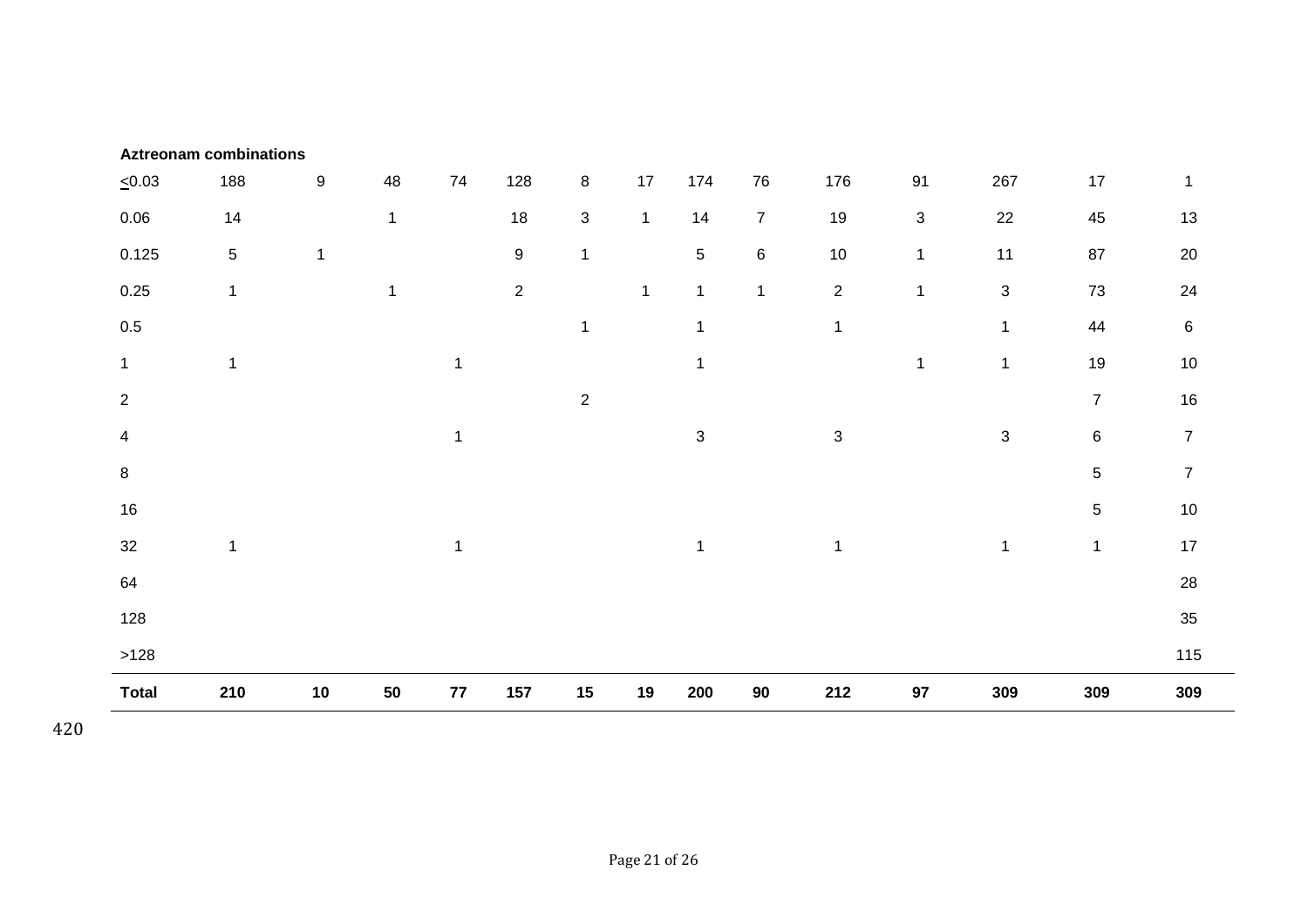| **Aztreonam combinations** | | | | | | | | | | | | | | |
|---|---|---|---|---|---|---|---|---|---|---|---|---|---|---|
| ≤0.03 | 188 | 9 | 48 | 74 | 128 | 8 | 17 | 174 | 76 | 176 | 91 | 267 | 17 | 1 |
| 0.06 | 14 | | 1 | | 18 | 3 | 1 | 14 | 7 | 19 | 3 | 22 | 45 | 13 |
| 0.125 | 5 | 1 | | | 9 | 1 | | 5 | 6 | 10 | 1 | 11 | 87 | 20 |
| 0.25 | 1 | | 1 | | 2 | | 1 | 1 | 1 | 2 | 1 | 3 | 73 | 24 |
| 0.5 | | | | | | 1 | | 1 | | 1 | | 1 | 44 | 6 |
| 1 | 1 | | | 1 | | | | 1 | | | 1 | 1 | 19 | 10 |
| 2 | | | | | | 2 | | | | | | | 7 | 16 |
| 4 | | | | 1 | | | | 3 | | 3 | | 3 | 6 | 7 |
| 8 | | | | | | | | | | | | | 5 | 7 |
| 16 | | | | | | | | | | | | | 5 | 10 |
| 32 | 1 | | | 1 | | | | 1 | | 1 | | 1 | 1 | 17 |
| 64 | | | | | | | | | | | | | | 28 |
| 128 | | | | | | | | | | | | | | 35 |
| >128 | | | | | | | | | | | | | | 115 |
| **Total** | **210** | **10** | **50** | **77** | **157** | **15** | **19** | **200** | **90** | **212** | **97** | **309** | **309** | **309** |

420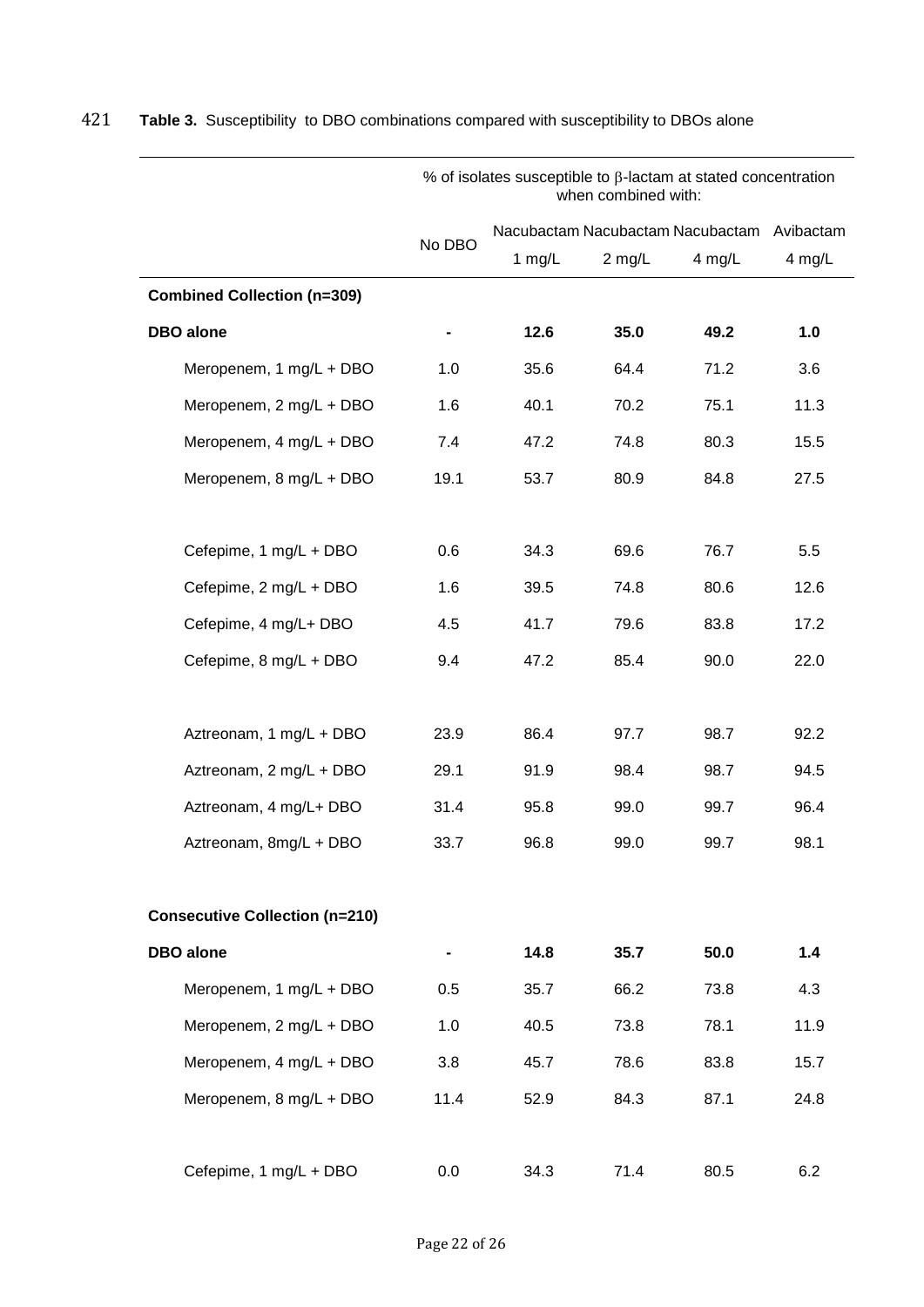421 **Table 3.** Susceptibility to DBO combinations compared with susceptibility to DBOs alone

| | % of isolates susceptible to β-lactam at stated concentration when combined with: | | | | |
|---|---|---|---|---|---|
| | No DBO | Nacubactam 1 mg/L | Nacubactam 2 mg/L | Nacubactam 4 mg/L | Avibactam 4 mg/L |
| **Combined Collection (n=309)** | | | | | |
| **DBO alone** | **-** | **12.6** | **35.0** | **49.2** | **1.0** |
| Meropenem, 1 mg/L + DBO | 1.0 | 35.6 | 64.4 | 71.2 | 3.6 |
| Meropenem, 2 mg/L + DBO | 1.6 | 40.1 | 70.2 | 75.1 | 11.3 |
| Meropenem, 4 mg/L + DBO | 7.4 | 47.2 | 74.8 | 80.3 | 15.5 |
| Meropenem, 8 mg/L + DBO | 19.1 | 53.7 | 80.9 | 84.8 | 27.5 |
| | | | | | |
| Cefepime, 1 mg/L + DBO | 0.6 | 34.3 | 69.6 | 76.7 | 5.5 |
| Cefepime, 2 mg/L + DBO | 1.6 | 39.5 | 74.8 | 80.6 | 12.6 |
| Cefepime, 4 mg/L+ DBO | 4.5 | 41.7 | 79.6 | 83.8 | 17.2 |
| Cefepime, 8 mg/L + DBO | 9.4 | 47.2 | 85.4 | 90.0 | 22.0 |
| | | | | | |
| Aztreonam, 1 mg/L + DBO | 23.9 | 86.4 | 97.7 | 98.7 | 92.2 |
| Aztreonam, 2 mg/L + DBO | 29.1 | 91.9 | 98.4 | 98.7 | 94.5 |
| Aztreonam, 4 mg/L+ DBO | 31.4 | 95.8 | 99.0 | 99.7 | 96.4 |
| Aztreonam, 8mg/L + DBO | 33.7 | 96.8 | 99.0 | 99.7 | 98.1 |
| | | | | | |
| **Consecutive Collection (n=210)** | | | | | |
| **DBO alone** | **-** | **14.8** | **35.7** | **50.0** | **1.4** |
| Meropenem, 1 mg/L + DBO | 0.5 | 35.7 | 66.2 | 73.8 | 4.3 |
| Meropenem, 2 mg/L + DBO | 1.0 | 40.5 | 73.8 | 78.1 | 11.9 |
| Meropenem, 4 mg/L + DBO | 3.8 | 45.7 | 78.6 | 83.8 | 15.7 |
| Meropenem, 8 mg/L + DBO | 11.4 | 52.9 | 84.3 | 87.1 | 24.8 |
| | | | | | |
| Cefepime, 1 mg/L + DBO | 0.0 | 34.3 | 71.4 | 80.5 | 6.2 |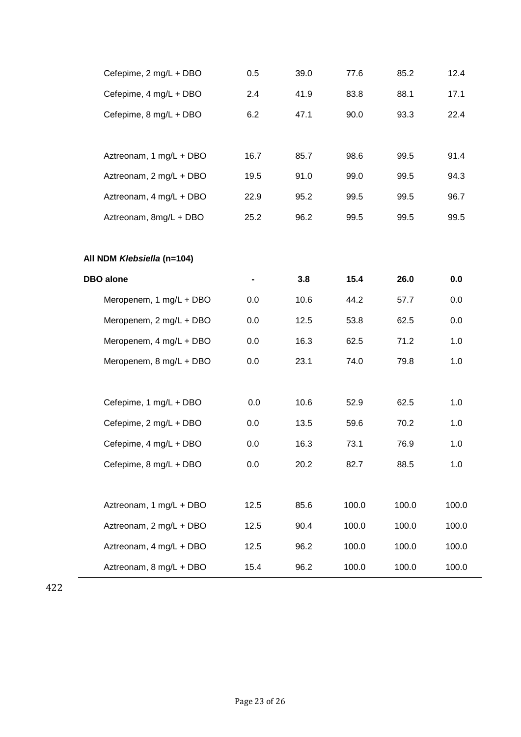| | | | | | |
|---|---|---|---|---|---|
| Cefepime, 2 mg/L + DBO | 0.5 | 39.0 | 77.6 | 85.2 | 12.4 |
| Cefepime, 4 mg/L + DBO | 2.4 | 41.9 | 83.8 | 88.1 | 17.1 |
| Cefepime, 8 mg/L + DBO | 6.2 | 47.1 | 90.0 | 93.3 | 22.4 |
| | | | | | |
| Aztreonam, 1 mg/L + DBO | 16.7 | 85.7 | 98.6 | 99.5 | 91.4 |
| Aztreonam, 2 mg/L + DBO | 19.5 | 91.0 | 99.0 | 99.5 | 94.3 |
| Aztreonam, 4 mg/L + DBO | 22.9 | 95.2 | 99.5 | 99.5 | 96.7 |
| Aztreonam, 8mg/L + DBO | 25.2 | 96.2 | 99.5 | 99.5 | 99.5 |
| | | | | | |
| **All NDM *Klebsiella* (n=104)** | | | | | |
| **DBO alone** | **-** | **3.8** | **15.4** | **26.0** | **0.0** |
| Meropenem, 1 mg/L + DBO | 0.0 | 10.6 | 44.2 | 57.7 | 0.0 |
| Meropenem, 2 mg/L + DBO | 0.0 | 12.5 | 53.8 | 62.5 | 0.0 |
| Meropenem, 4 mg/L + DBO | 0.0 | 16.3 | 62.5 | 71.2 | 1.0 |
| Meropenem, 8 mg/L + DBO | 0.0 | 23.1 | 74.0 | 79.8 | 1.0 |
| | | | | | |
| Cefepime, 1 mg/L + DBO | 0.0 | 10.6 | 52.9 | 62.5 | 1.0 |
| Cefepime, 2 mg/L + DBO | 0.0 | 13.5 | 59.6 | 70.2 | 1.0 |
| Cefepime, 4 mg/L + DBO | 0.0 | 16.3 | 73.1 | 76.9 | 1.0 |
| Cefepime, 8 mg/L + DBO | 0.0 | 20.2 | 82.7 | 88.5 | 1.0 |
| | | | | | |
| Aztreonam, 1 mg/L + DBO | 12.5 | 85.6 | 100.0 | 100.0 | 100.0 |
| Aztreonam, 2 mg/L + DBO | 12.5 | 90.4 | 100.0 | 100.0 | 100.0 |
| Aztreonam, 4 mg/L + DBO | 12.5 | 96.2 | 100.0 | 100.0 | 100.0 |
| Aztreonam, 8 mg/L + DBO | 15.4 | 96.2 | 100.0 | 100.0 | 100.0 |

422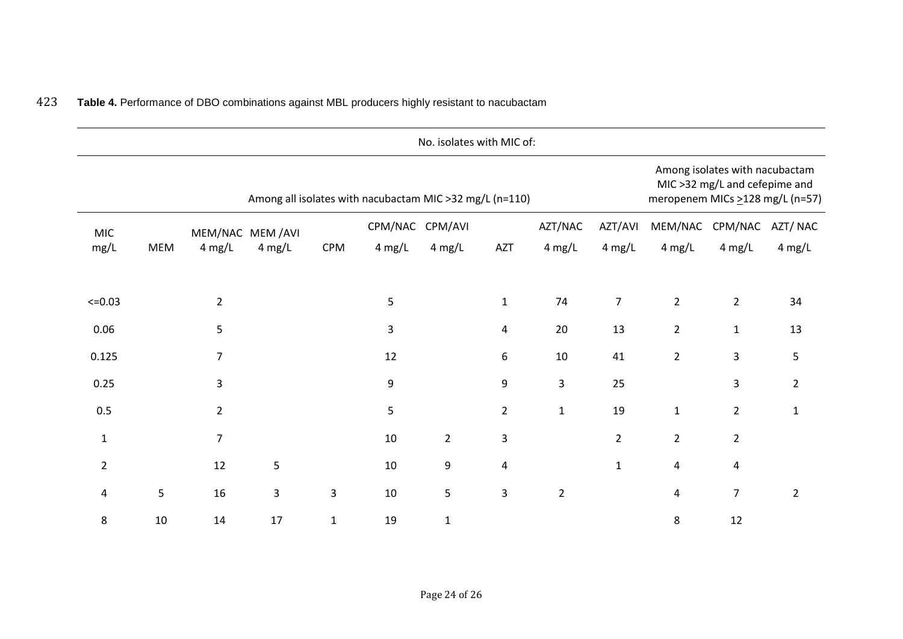**Table 4.** Performance of DBO combinations against MBL producers highly resistant to nacubactam

| | No. isolates with MIC of: | | | | | | | | | | | |
|---|---|---|---|---|---|---|---|---|---|---|---|---|
| | Among all isolates with nacubactam MIC >32 mg/L (n=110) | | | | | | | | | Among isolates with nacubactam MIC >32 mg/L and cefepime and meropenem MICs ≥128 mg/L (n=57) | | |
| MIC mg/L | MEM | MEM/NAC 4 mg/L | MEM /AVI 4 mg/L | CPM | CPM/NAC 4 mg/L | CPM/AVI 4 mg/L | AZT | AZT/NAC 4 mg/L | AZT/AVI 4 mg/L | MEM/NAC 4 mg/L | CPM/NAC 4 mg/L | AZT/ NAC 4 mg/L |
| <=0.03 | | 2 | | | 5 | | 1 | 74 | 7 | 2 | 2 | 34 |
| 0.06 | | 5 | | | 3 | | 4 | 20 | 13 | 2 | 1 | 13 |
| 0.125 | | 7 | | | 12 | | 6 | 10 | 41 | 2 | 3 | 5 |
| 0.25 | | 3 | | | 9 | | 9 | 3 | 25 | | 3 | 2 |
| 0.5 | | 2 | | | 5 | | 2 | 1 | 19 | 1 | 2 | 1 |
| 1 | | 7 | | | 10 | 2 | 3 | | 2 | 2 | 2 | |
| 2 | | 12 | 5 | | 10 | 9 | 4 | | 1 | 4 | 4 | |
| 4 | 5 | 16 | 3 | 3 | 10 | 5 | 3 | 2 | | 4 | 7 | 2 |
| 8 | 10 | 14 | 17 | 1 | 19 | 1 | | | | 8 | 12 | |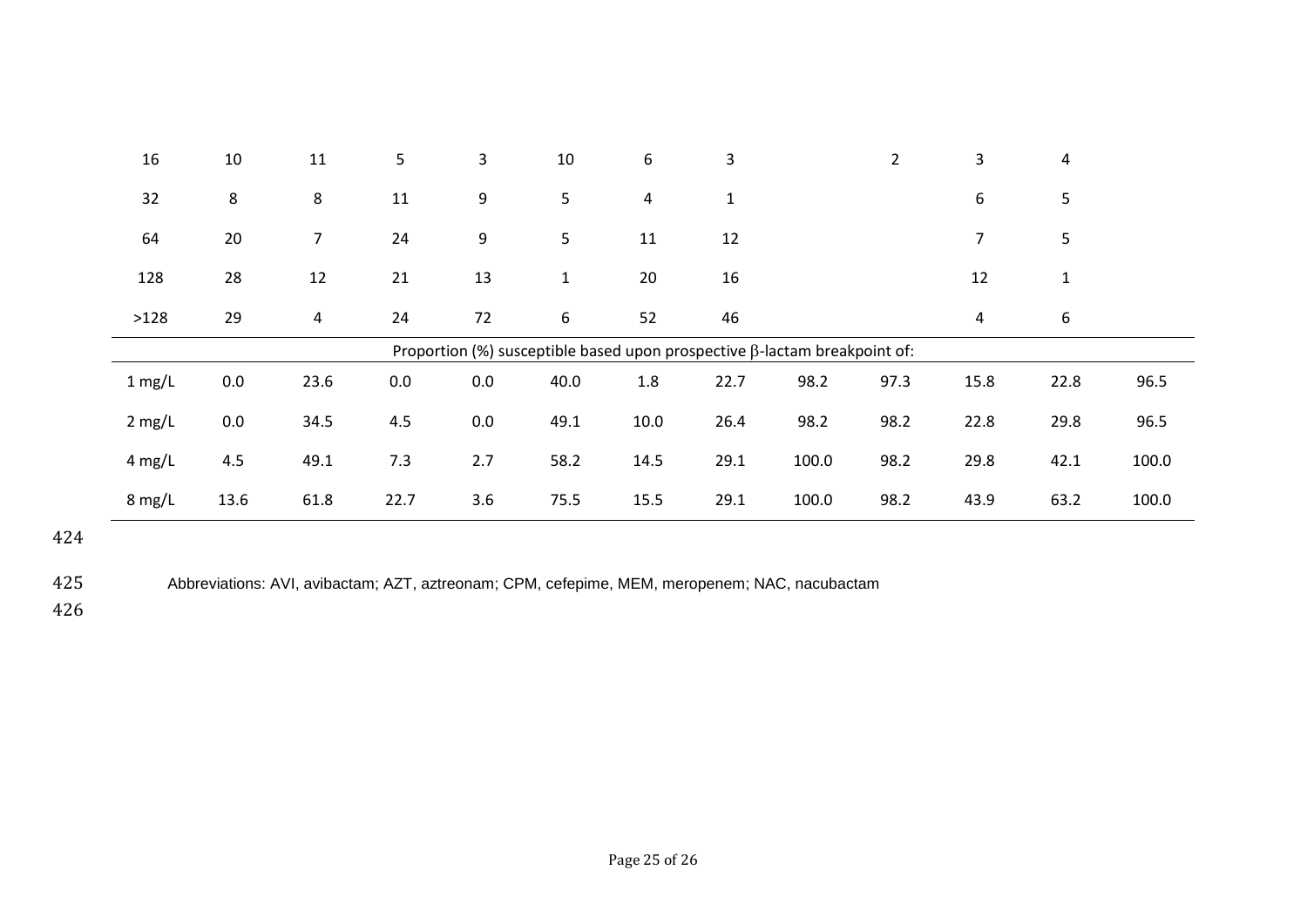| | | | | | | | | | | | | |
|---|---|---|---|---|---|---|---|---|---|---|---|---|
| 16 | 10 | 11 | 5 | 3 | 10 | 6 | 3 | | 2 | 3 | 4 | |
| 32 | 8 | 8 | 11 | 9 | 5 | 4 | 1 | | | 6 | 5 | |
| 64 | 20 | 7 | 24 | 9 | 5 | 11 | 12 | | | 7 | 5 | |
| 128 | 28 | 12 | 21 | 13 | 1 | 20 | 16 | | | 12 | 1 | |
| >128 | 29 | 4 | 24 | 72 | 6 | 52 | 46 | | | 4 | 6 | |
| Proportion (%) susceptible based upon prospective β-lactam breakpoint of: | | | | | | | | | | | | |
| 1 mg/L | 0.0 | 23.6 | 0.0 | 0.0 | 40.0 | 1.8 | 22.7 | 98.2 | 97.3 | 15.8 | 22.8 | 96.5 |
| 2 mg/L | 0.0 | 34.5 | 4.5 | 0.0 | 49.1 | 10.0 | 26.4 | 98.2 | 98.2 | 22.8 | 29.8 | 96.5 |
| 4 mg/L | 4.5 | 49.1 | 7.3 | 2.7 | 58.2 | 14.5 | 29.1 | 100.0 | 98.2 | 29.8 | 42.1 | 100.0 |
| 8 mg/L | 13.6 | 61.8 | 22.7 | 3.6 | 75.5 | 15.5 | 29.1 | 100.0 | 98.2 | 43.9 | 63.2 | 100.0 |

Abbreviations: AVI, avibactam; AZT, aztreonam; CPM, cefepime, MEM, meropenem; NAC, nacubactam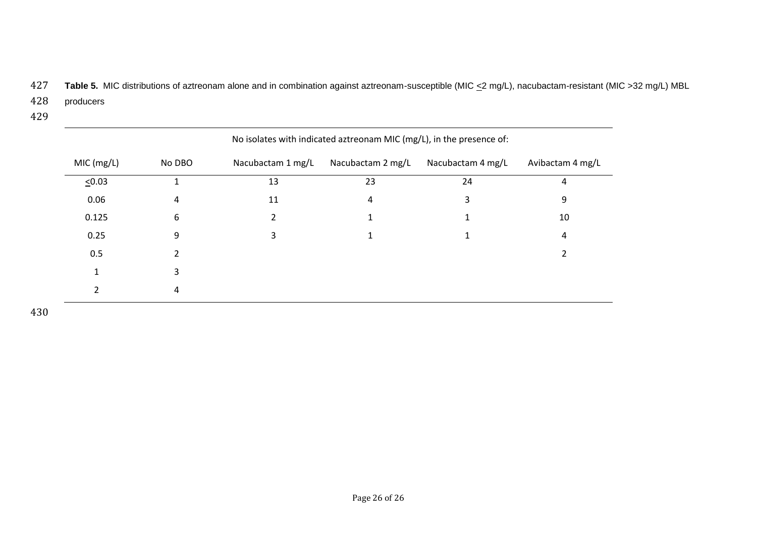**Table 5.** MIC distributions of aztreonam alone and in combination against aztreonam-susceptible (MIC <2 mg/L), nacubactam-resistant (MIC >32 mg/L) MBL producers

| | No isolates with indicated aztreonam MIC (mg/L), in the presence of: | | | | |
|---|---|---|---|---|---|
| MIC (mg/L) | No DBO | Nacubactam 1 mg/L | Nacubactam 2 mg/L | Nacubactam 4 mg/L | Avibactam 4 mg/L |
| <0.03 | 1 | 13 | 23 | 24 | 4 |
| 0.06 | 4 | 11 | 4 | 3 | 9 |
| 0.125 | 6 | 2 | 1 | 1 | 10 |
| 0.25 | 9 | 3 | 1 | 1 | 4 |
| 0.5 | 2 | | | | 2 |
| 1 | 3 | | | | |
| 2 | 4 | | | | |